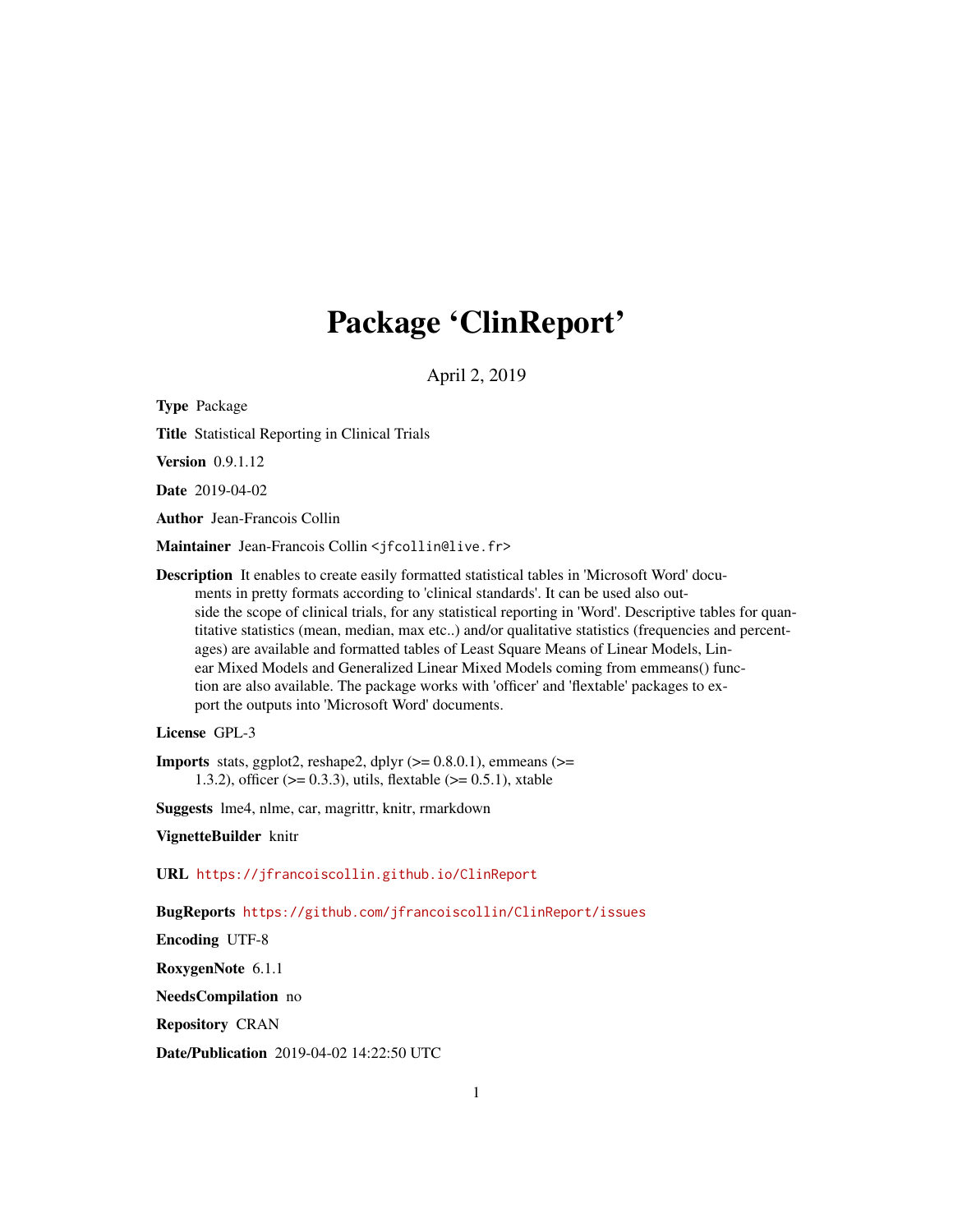# Package 'ClinReport'

April 2, 2019

**Type** Package

**Title** Statistical Reporting in Clinical Trials

**Version** 0.9.1.12

**Date** 2019-04-02

**Author** Jean-Francois Collin

**Maintainer** Jean-Francois Collin <jfcollin@live.fr>

**Description** It enables to create easily formatted statistical tables in 'Microsoft Word' documents in pretty formats according to 'clinical standards'. It can be used also outside the scope of clinical trials, for any statistical reporting in 'Word'. Descriptive tables for quantitative statistics (mean, median, max etc..) and/or qualitative statistics (frequencies and percentages) are available and formatted tables of Least Square Means of Linear Models, Linear Mixed Models and Generalized Linear Mixed Models coming from emmeans() function are also available. The package works with 'officer' and 'flextable' packages to export the outputs into 'Microsoft Word' documents.

**License** GPL-3

**Imports** stats, ggplot2, reshape2, dplyr (>= 0.8.0.1), emmeans (>= 1.3.2), officer (>= 0.3.3), utils, flextable (>= 0.5.1), xtable

**Suggests** lme4, nlme, car, magrittr, knitr, rmarkdown

**VignetteBuilder** knitr

**URL** https://jfrancoiscollin.github.io/ClinReport

**BugReports** https://github.com/jfrancoiscollin/ClinReport/issues

**Encoding** UTF-8

**RoxygenNote** 6.1.1

**NeedsCompilation** no

**Repository** CRAN

**Date/Publication** 2019-04-02 14:22:50 UTC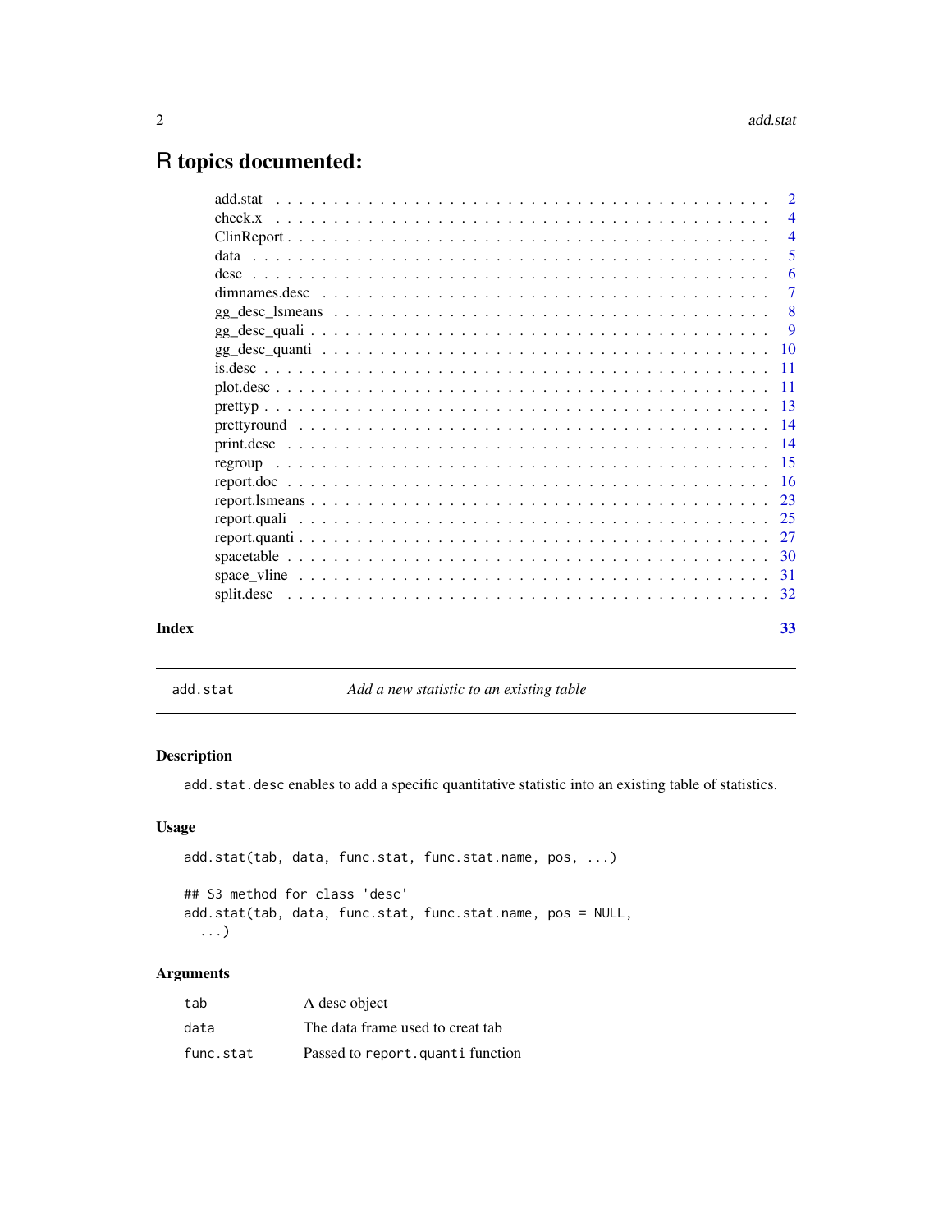# R topics documented:

| | |
|---|---|
| add.stat | 2 |
| check.x | 4 |
| ClinReport | 4 |
| data | 5 |
| desc | 6 |
| dimnames.desc | 7 |
| gg_desc_lsmeans | 8 |
| gg_desc_quali | 9 |
| gg_desc_quanti | 10 |
| is.desc | 11 |
| plot.desc | 11 |
| prettyp | 13 |
| prettyround | 14 |
| print.desc | 14 |
| regroup | 15 |
| report.doc | 16 |
| report.lsmeans | 23 |
| report.quali | 25 |
| report.quanti | 27 |
| spacetable | 30 |
| space_vline | 31 |
| split.desc | 32 |

**Index** **33**

---

`add.stat` *Add a new statistic to an existing table*

---

### Description

`add.stat.desc` enables to add a specific quantitative statistic into an existing table of statistics.

### Usage

```
add.stat(tab, data, func.stat, func.stat.name, pos, ...)

## S3 method for class 'desc'
add.stat(tab, data, func.stat, func.stat.name, pos = NULL,
  ...)
```

### Arguments

| | |
|---|---|
| `tab` | A desc object |
| `data` | The data frame used to creat tab |
| `func.stat` | Passed to `report.quanti` function |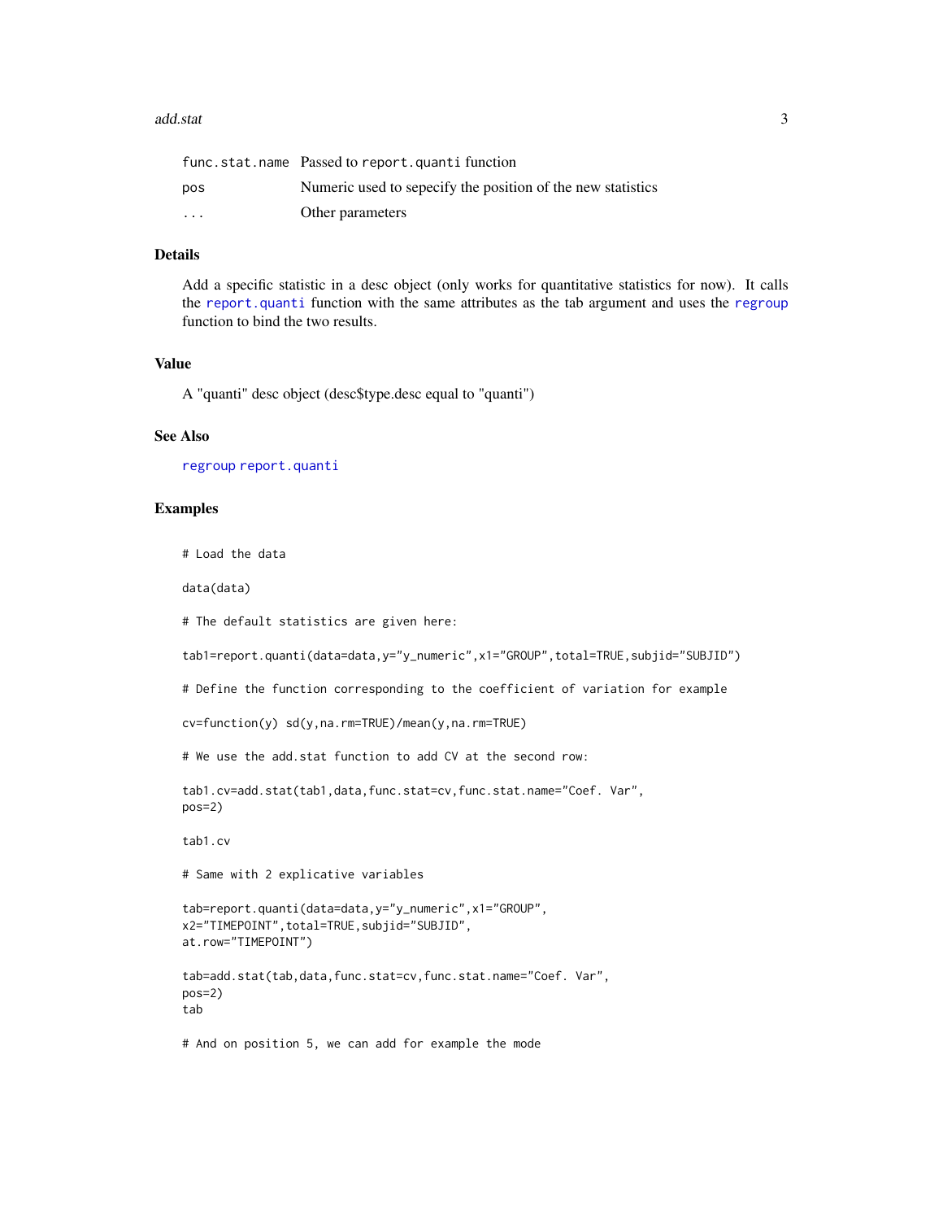| | |
|---|---|
| func.stat.name | Passed to report.quanti function |
| pos | Numeric used to sepecify the position of the new statistics |
| ... | Other parameters |

## Details

Add a specific statistic in a desc object (only works for quantitative statistics for now). It calls the report.quanti function with the same attributes as the tab argument and uses the regroup function to bind the two results.

## Value

A "quanti" desc object (desc$type.desc equal to "quanti")

## See Also

regroup report.quanti

## Examples

```
# Load the data

data(data)

# The default statistics are given here:

tab1=report.quanti(data=data,y="y_numeric",x1="GROUP",total=TRUE,subjid="SUBJID")

# Define the function corresponding to the coefficient of variation for example

cv=function(y) sd(y,na.rm=TRUE)/mean(y,na.rm=TRUE)

# We use the add.stat function to add CV at the second row:

tab1.cv=add.stat(tab1,data,func.stat=cv,func.stat.name="Coef. Var",
pos=2)

tab1.cv

# Same with 2 explicative variables

tab=report.quanti(data=data,y="y_numeric",x1="GROUP",
x2="TIMEPOINT",total=TRUE,subjid="SUBJID",
at.row="TIMEPOINT")

tab=add.stat(tab,data,func.stat=cv,func.stat.name="Coef. Var",
pos=2)
tab

# And on position 5, we can add for example the mode
```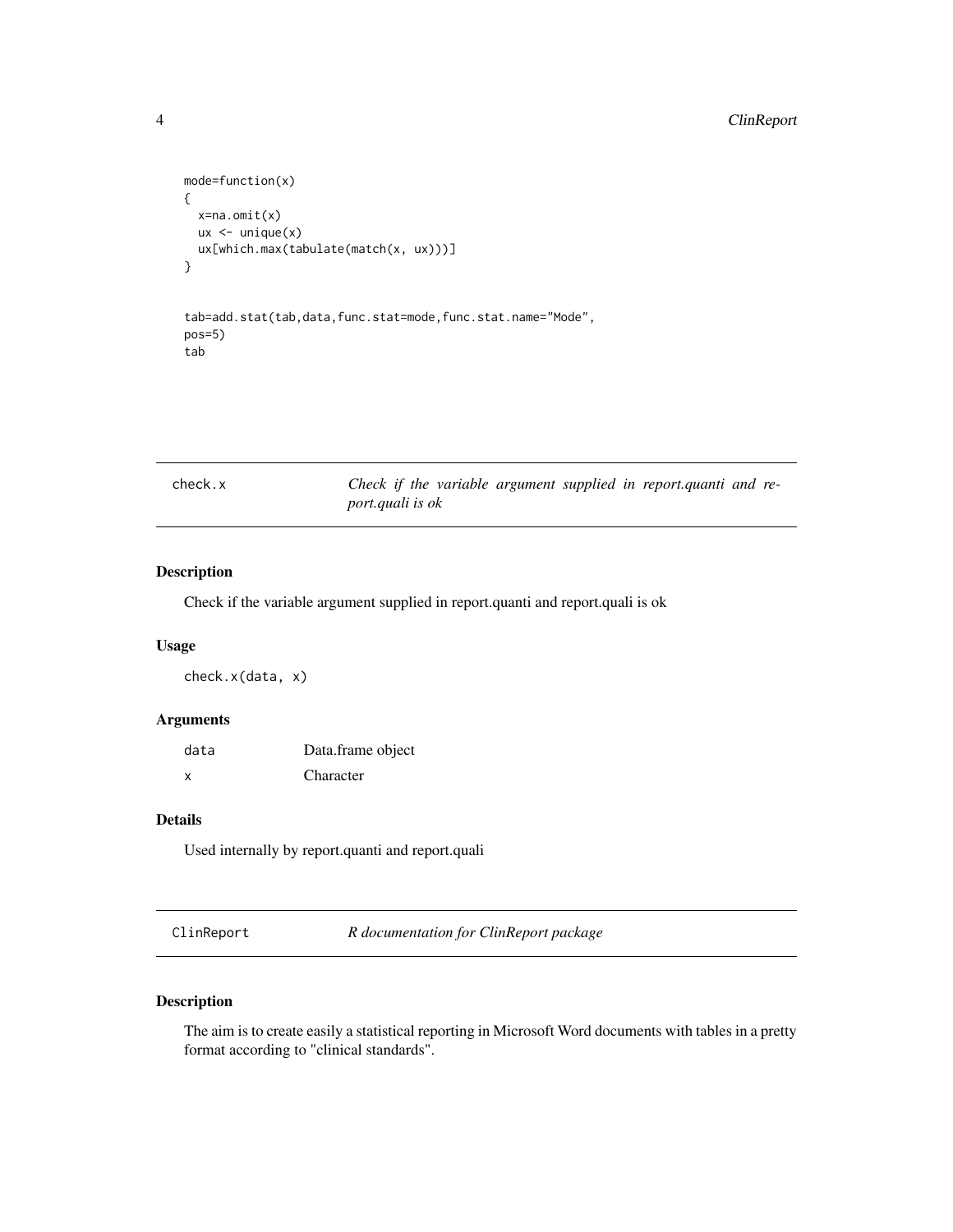```
mode=function(x)
{
  x=na.omit(x)
  ux <- unique(x)
  ux[which.max(tabulate(match(x, ux)))]
}


tab=add.stat(tab,data,func.stat=mode,func.stat.name="Mode",
pos=5)
tab
```

## check.x — *Check if the variable argument supplied in report.quanti and report.quali is ok*

### Description

Check if the variable argument supplied in report.quanti and report.quali is ok

### Usage

```
check.x(data, x)
```

### Arguments

| | |
|---|---|
| `data` | Data.frame object |
| `x` | Character |

### Details

Used internally by report.quanti and report.quali

## ClinReport — *R documentation for ClinReport package*

### Description

The aim is to create easily a statistical reporting in Microsoft Word documents with tables in a pretty format according to "clinical standards".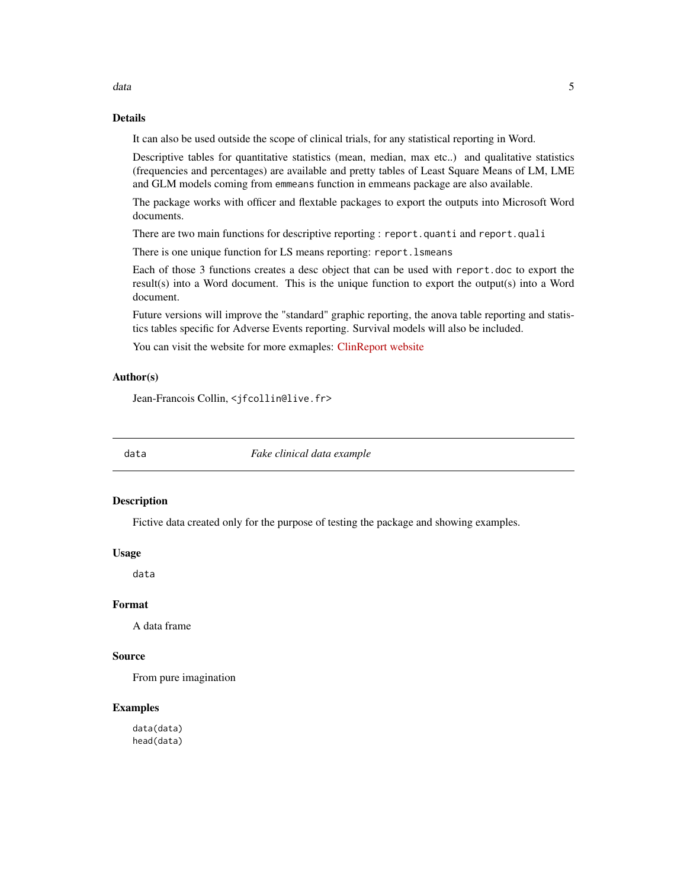## Details

It can also be used outside the scope of clinical trials, for any statistical reporting in Word.

Descriptive tables for quantitative statistics (mean, median, max etc..) and qualitative statistics (frequencies and percentages) are available and pretty tables of Least Square Means of LM, LME and GLM models coming from `emmeans` function in emmeans package are also available.

The package works with officer and flextable packages to export the outputs into Microsoft Word documents.

There are two main functions for descriptive reporting : `report.quanti` and `report.quali`

There is one unique function for LS means reporting: `report.lsmeans`

Each of those 3 functions creates a desc object that can be used with `report.doc` to export the result(s) into a Word document. This is the unique function to export the output(s) into a Word document.

Future versions will improve the "standard" graphic reporting, the anova table reporting and statistics tables specific for Adverse Events reporting. Survival models will also be included.

You can visit the website for more exmaples: ClinReport website

## Author(s)

Jean-Francois Collin, `<jfcollin@live.fr>`

---

# data — *Fake clinical data example*

---

## Description

Fictive data created only for the purpose of testing the package and showing examples.

## Usage

```
data
```

## Format

A data frame

## Source

From pure imagination

## Examples

```
data(data)
head(data)
```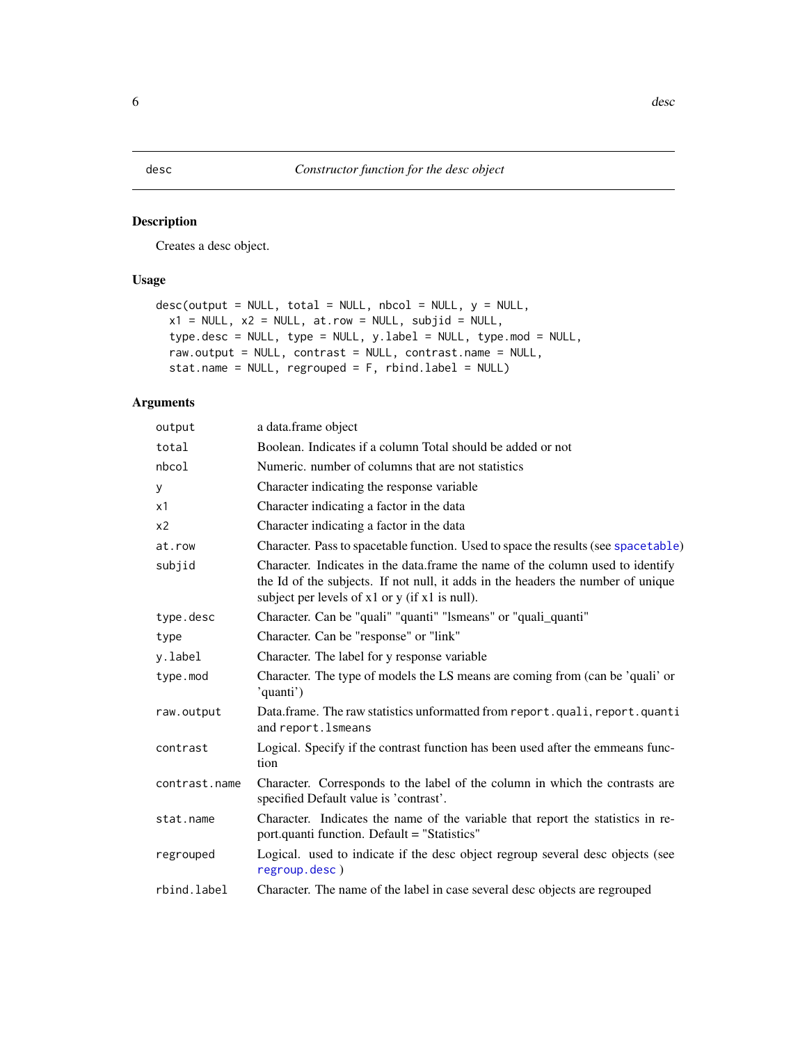desc — *Constructor function for the desc object*

## Description

Creates a desc object.

## Usage

```
desc(output = NULL, total = NULL, nbcol = NULL, y = NULL,
  x1 = NULL, x2 = NULL, at.row = NULL, subjid = NULL,
  type.desc = NULL, type = NULL, y.label = NULL, type.mod = NULL,
  raw.output = NULL, contrast = NULL, contrast.name = NULL,
  stat.name = NULL, regrouped = F, rbind.label = NULL)
```

## Arguments

| Argument | Description |
|---|---|
| `output` | a data.frame object |
| `total` | Boolean. Indicates if a column Total should be added or not |
| `nbcol` | Numeric. number of columns that are not statistics |
| `y` | Character indicating the response variable |
| `x1` | Character indicating a factor in the data |
| `x2` | Character indicating a factor in the data |
| `at.row` | Character. Pass to spacetable function. Used to space the results (see `spacetable`) |
| `subjid` | Character. Indicates in the data.frame the name of the column used to identify the Id of the subjects. If not null, it adds in the headers the number of unique subject per levels of x1 or y (if x1 is null). |
| `type.desc` | Character. Can be "quali" "quanti" "lsmeans" or "quali_quanti" |
| `type` | Character. Can be "response" or "link" |
| `y.label` | Character. The label for y response variable |
| `type.mod` | Character. The type of models the LS means are coming from (can be 'quali' or 'quanti') |
| `raw.output` | Data.frame. The raw statistics unformatted from `report.quali`, `report.quanti` and `report.lsmeans` |
| `contrast` | Logical. Specify if the contrast function has been used after the emmeans function |
| `contrast.name` | Character. Corresponds to the label of the column in which the contrasts are specified Default value is 'contrast'. |
| `stat.name` | Character. Indicates the name of the variable that report the statistics in report.quanti function. Default = "Statistics" |
| `regrouped` | Logical. used to indicate if the desc object regroup several desc objects (see `regroup.desc` ) |
| `rbind.label` | Character. The name of the label in case several desc objects are regrouped |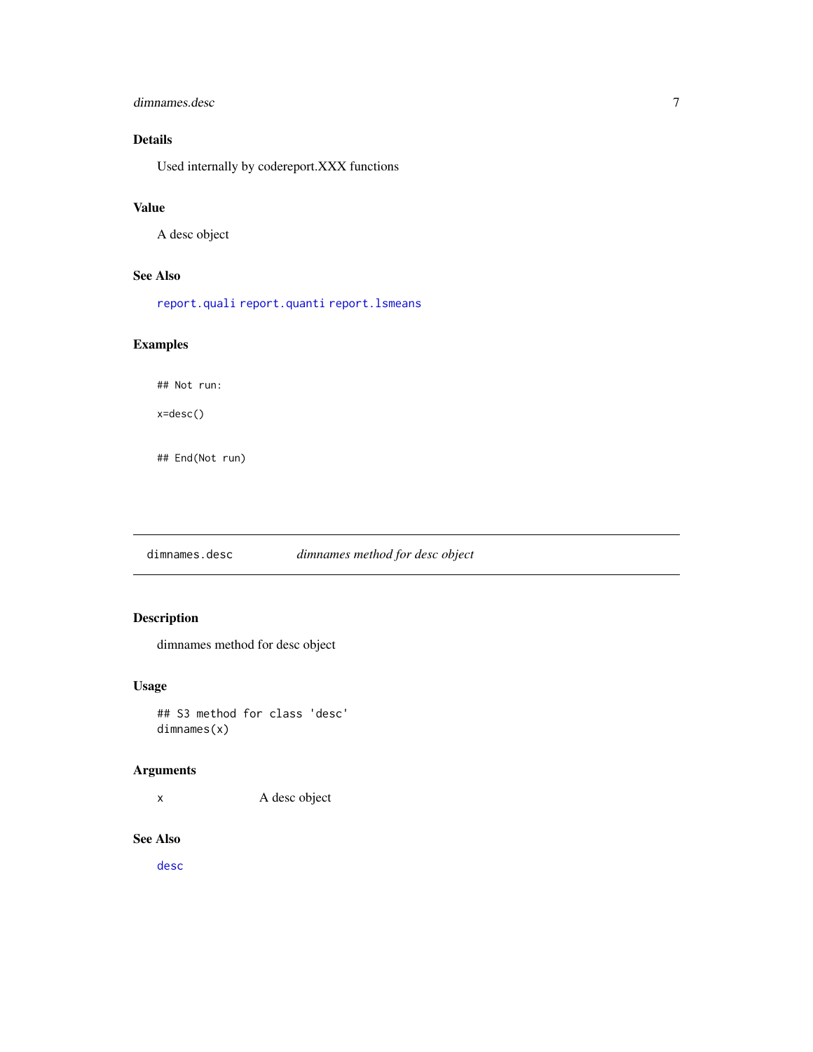## Details

Used internally by codereport.XXX functions

## Value

A desc object

## See Also

report.quali report.quanti report.lsmeans

## Examples

```
## Not run:

x=desc()


## End(Not run)
```

---

# dimnames.desc &nbsp;&nbsp;&nbsp; *dimnames method for desc object*

---

## Description

dimnames method for desc object

## Usage

```
## S3 method for class 'desc'
dimnames(x)
```

## Arguments

| | |
|---|---|
| x | A desc object |

## See Also

desc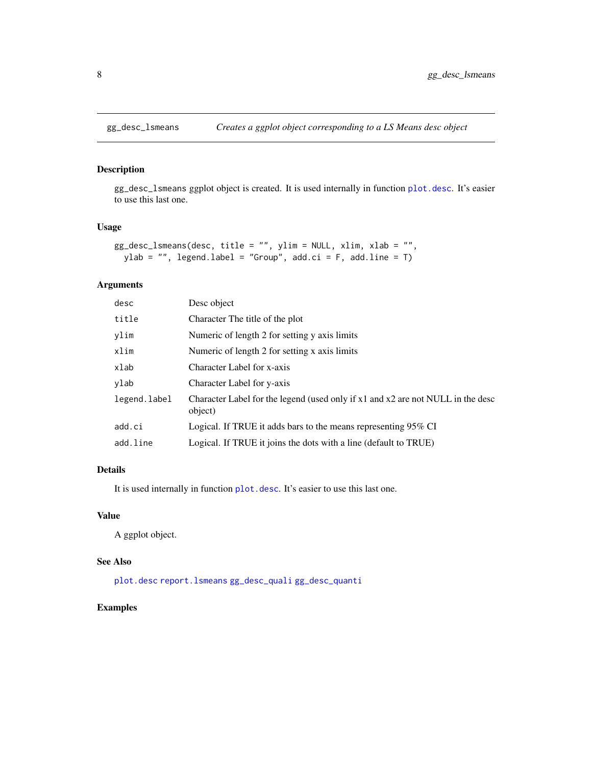## gg_desc_lsmeans — *Creates a ggplot object corresponding to a LS Means desc object*

### Description

gg_desc_lsmeans ggplot object is created. It is used internally in function plot.desc. It's easier to use this last one.

### Usage

```
gg_desc_lsmeans(desc, title = "", ylim = NULL, xlim, xlab = "",
  ylab = "", legend.label = "Group", add.ci = F, add.line = T)
```

### Arguments

| | |
|---|---|
| desc | Desc object |
| title | Character The title of the plot |
| ylim | Numeric of length 2 for setting y axis limits |
| xlim | Numeric of length 2 for setting x axis limits |
| xlab | Character Label for x-axis |
| ylab | Character Label for y-axis |
| legend.label | Character Label for the legend (used only if x1 and x2 are not NULL in the desc object) |
| add.ci | Logical. If TRUE it adds bars to the means representing 95% CI |
| add.line | Logical. If TRUE it joins the dots with a line (default to TRUE) |

### Details

It is used internally in function plot.desc. It's easier to use this last one.

### Value

A ggplot object.

### See Also

plot.desc report.lsmeans gg_desc_quali gg_desc_quanti

### Examples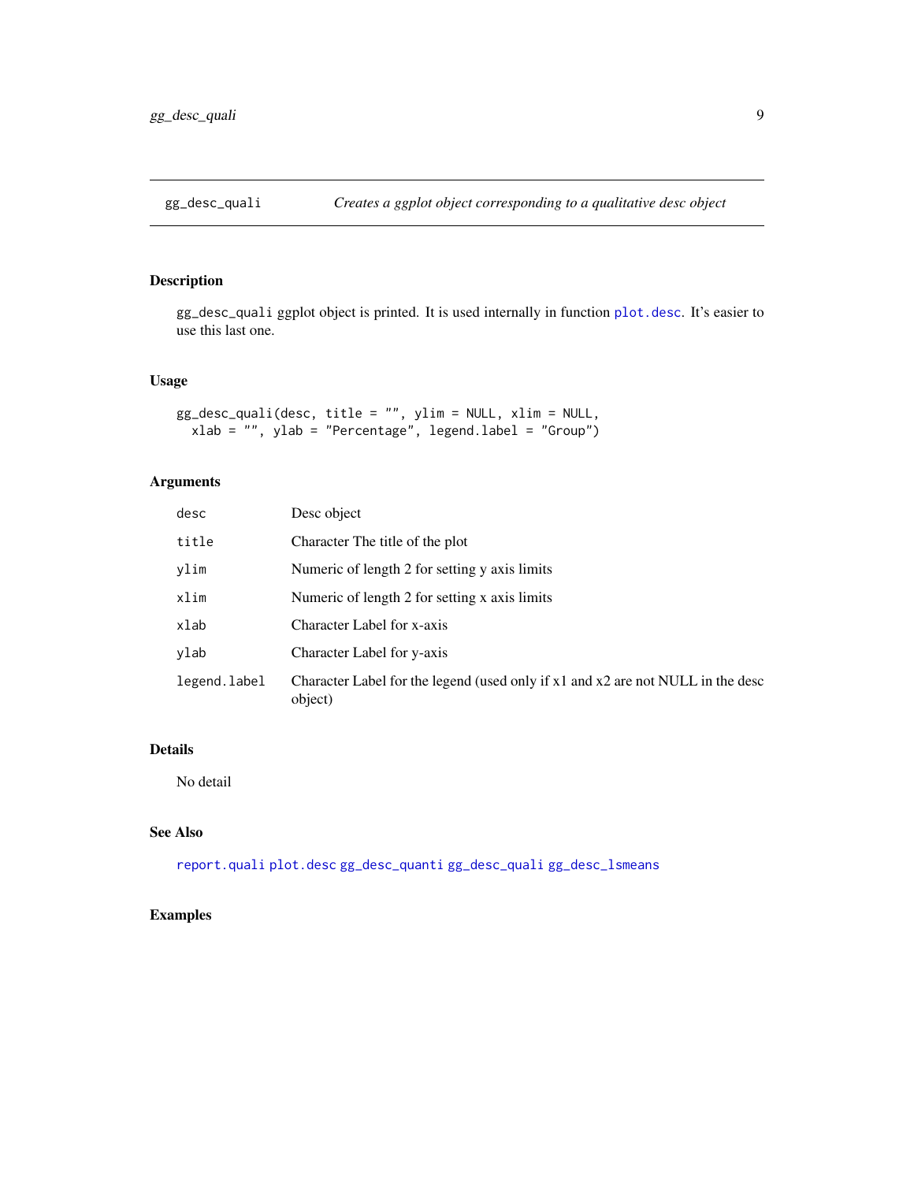# gg_desc_quali

*Creates a ggplot object corresponding to a qualitative desc object*

## Description

gg_desc_quali ggplot object is printed. It is used internally in function plot.desc. It's easier to use this last one.

## Usage

```
gg_desc_quali(desc, title = "", ylim = NULL, xlim = NULL,
  xlab = "", ylab = "Percentage", legend.label = "Group")
```

## Arguments

| | |
|---|---|
| desc | Desc object |
| title | Character The title of the plot |
| ylim | Numeric of length 2 for setting y axis limits |
| xlim | Numeric of length 2 for setting x axis limits |
| xlab | Character Label for x-axis |
| ylab | Character Label for y-axis |
| legend.label | Character Label for the legend (used only if x1 and x2 are not NULL in the desc object) |

## Details

No detail

## See Also

report.quali plot.desc gg_desc_quanti gg_desc_quali gg_desc_lsmeans

## Examples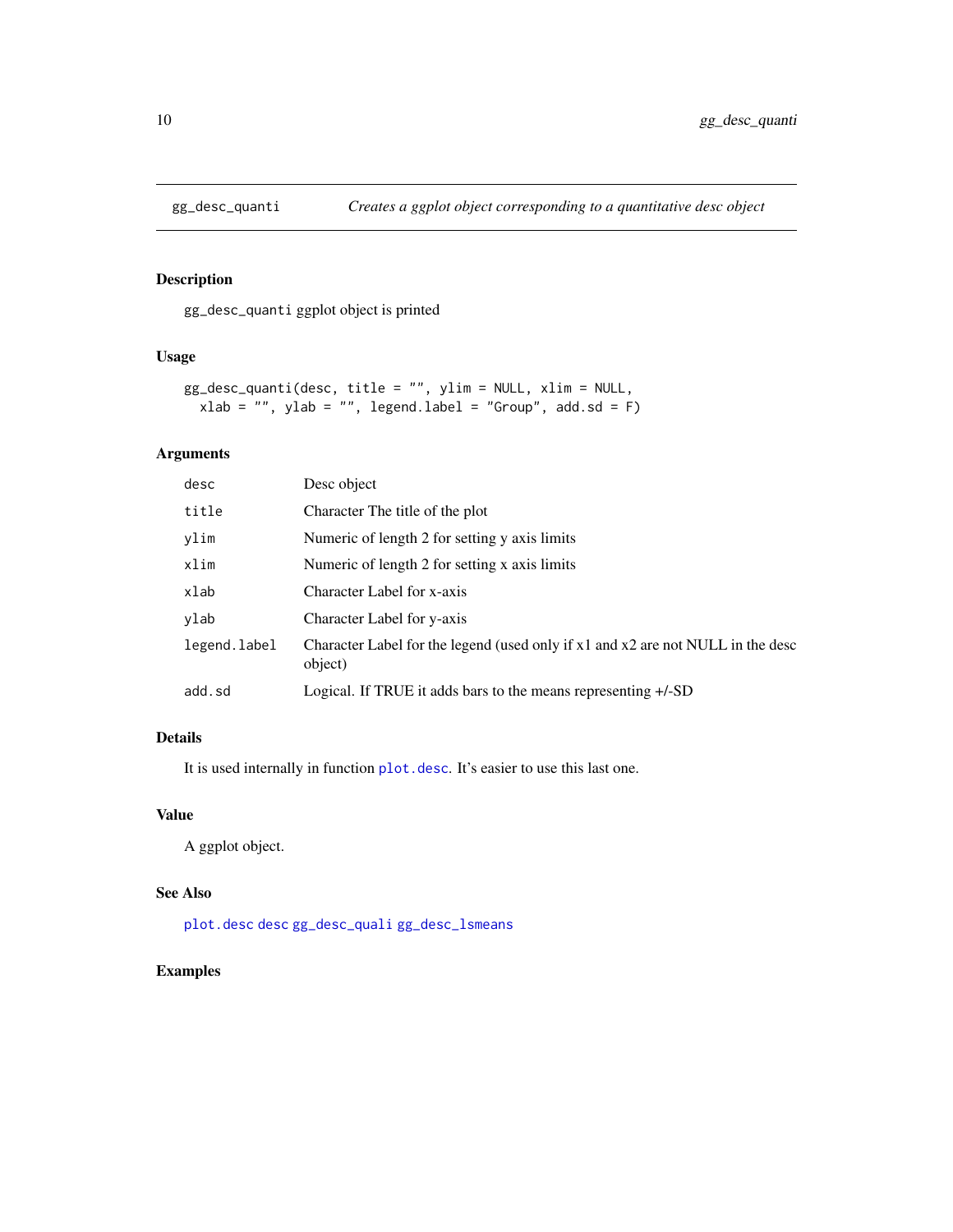# gg_desc_quanti — *Creates a ggplot object corresponding to a quantitative desc object*

## Description

gg_desc_quanti ggplot object is printed

## Usage

```
gg_desc_quanti(desc, title = "", ylim = NULL, xlim = NULL,
  xlab = "", ylab = "", legend.label = "Group", add.sd = F)
```

## Arguments

| | |
|---|---|
| desc | Desc object |
| title | Character The title of the plot |
| ylim | Numeric of length 2 for setting y axis limits |
| xlim | Numeric of length 2 for setting x axis limits |
| xlab | Character Label for x-axis |
| ylab | Character Label for y-axis |
| legend.label | Character Label for the legend (used only if x1 and x2 are not NULL in the desc object) |
| add.sd | Logical. If TRUE it adds bars to the means representing +/-SD |

## Details

It is used internally in function plot.desc. It's easier to use this last one.

## Value

A ggplot object.

## See Also

plot.desc desc gg_desc_quali gg_desc_lsmeans

## Examples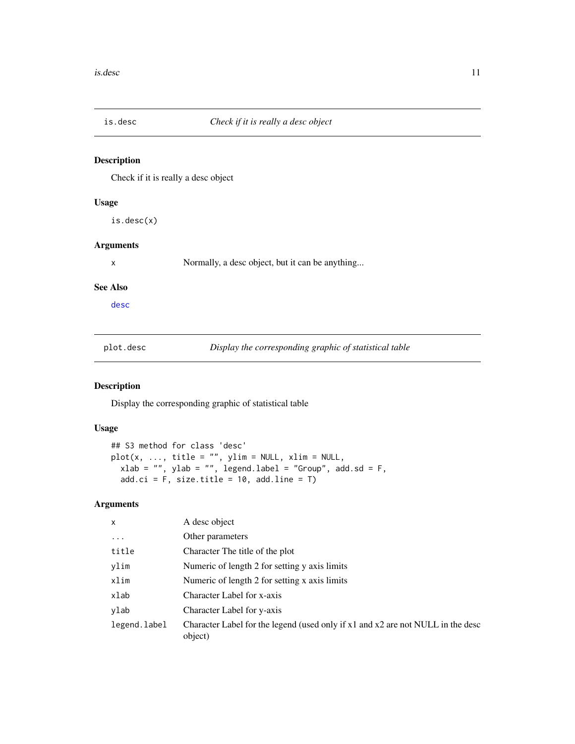## is.desc — *Check if it is really a desc object*

### Description

Check if it is really a desc object

### Usage

```
is.desc(x)
```

### Arguments

| | |
|---|---|
| x | Normally, a desc object, but it can be anything... |

### See Also

desc

## plot.desc — *Display the corresponding graphic of statistical table*

### Description

Display the corresponding graphic of statistical table

### Usage

```
## S3 method for class 'desc'
plot(x, ..., title = "", ylim = NULL, xlim = NULL,
  xlab = "", ylab = "", legend.label = "Group", add.sd = F,
  add.ci = F, size.title = 10, add.line = T)
```

### Arguments

| | |
|---|---|
| x | A desc object |
| ... | Other parameters |
| title | Character The title of the plot |
| ylim | Numeric of length 2 for setting y axis limits |
| xlim | Numeric of length 2 for setting x axis limits |
| xlab | Character Label for x-axis |
| ylab | Character Label for y-axis |
| legend.label | Character Label for the legend (used only if x1 and x2 are not NULL in the desc object) |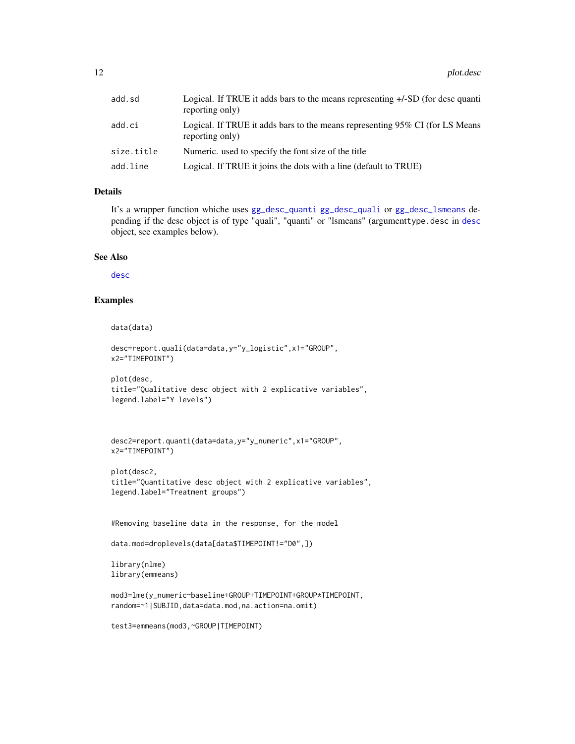| | |
|---|---|
| add.sd | Logical. If TRUE it adds bars to the means representing +/-SD (for desc quanti reporting only) |
| add.ci | Logical. If TRUE it adds bars to the means representing 95% CI (for LS Means reporting only) |
| size.title | Numeric. used to specify the font size of the title |
| add.line | Logical. If TRUE it joins the dots with a line (default to TRUE) |

### Details

It's a wrapper function whiche uses gg_desc_quanti gg_desc_quali or gg_desc_lsmeans depending if the desc object is of type "quali", "quanti" or "lsmeans" (argumenttype.desc in desc object, see examples below).

### See Also

desc

### Examples

```
data(data)

desc=report.quali(data=data,y="y_logistic",x1="GROUP",
x2="TIMEPOINT")

plot(desc,
title="Qualitative desc object with 2 explicative variables",
legend.label="Y levels")



desc2=report.quanti(data=data,y="y_numeric",x1="GROUP",
x2="TIMEPOINT")

plot(desc2,
title="Quantitative desc object with 2 explicative variables",
legend.label="Treatment groups")


#Removing baseline data in the response, for the model

data.mod=droplevels(data[data$TIMEPOINT!="D0",])

library(nlme)
library(emmeans)

mod3=lme(y_numeric~baseline+GROUP+TIMEPOINT+GROUP*TIMEPOINT,
random=~1|SUBJID,data=data.mod,na.action=na.omit)

test3=emmeans(mod3,~GROUP|TIMEPOINT)
```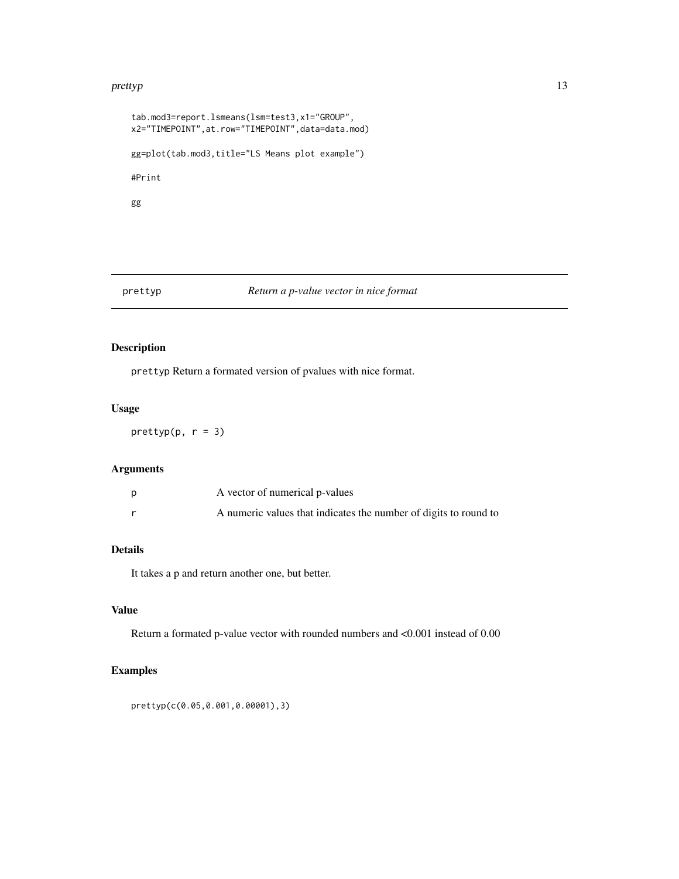```
tab.mod3=report.lsmeans(lsm=test3,x1="GROUP",
x2="TIMEPOINT",at.row="TIMEPOINT",data=data.mod)

gg=plot(tab.mod3,title="LS Means plot example")

#Print

gg
```

## prettyp *Return a p-value vector in nice format*

### Description

prettyp Return a formated version of pvalues with nice format.

### Usage

```
prettyp(p, r = 3)
```

### Arguments

| | |
|---|---|
| p | A vector of numerical p-values |
| r | A numeric values that indicates the number of digits to round to |

### Details

It takes a p and return another one, but better.

### Value

Return a formated p-value vector with rounded numbers and <0.001 instead of 0.00

### Examples

```
prettyp(c(0.05,0.001,0.00001),3)
```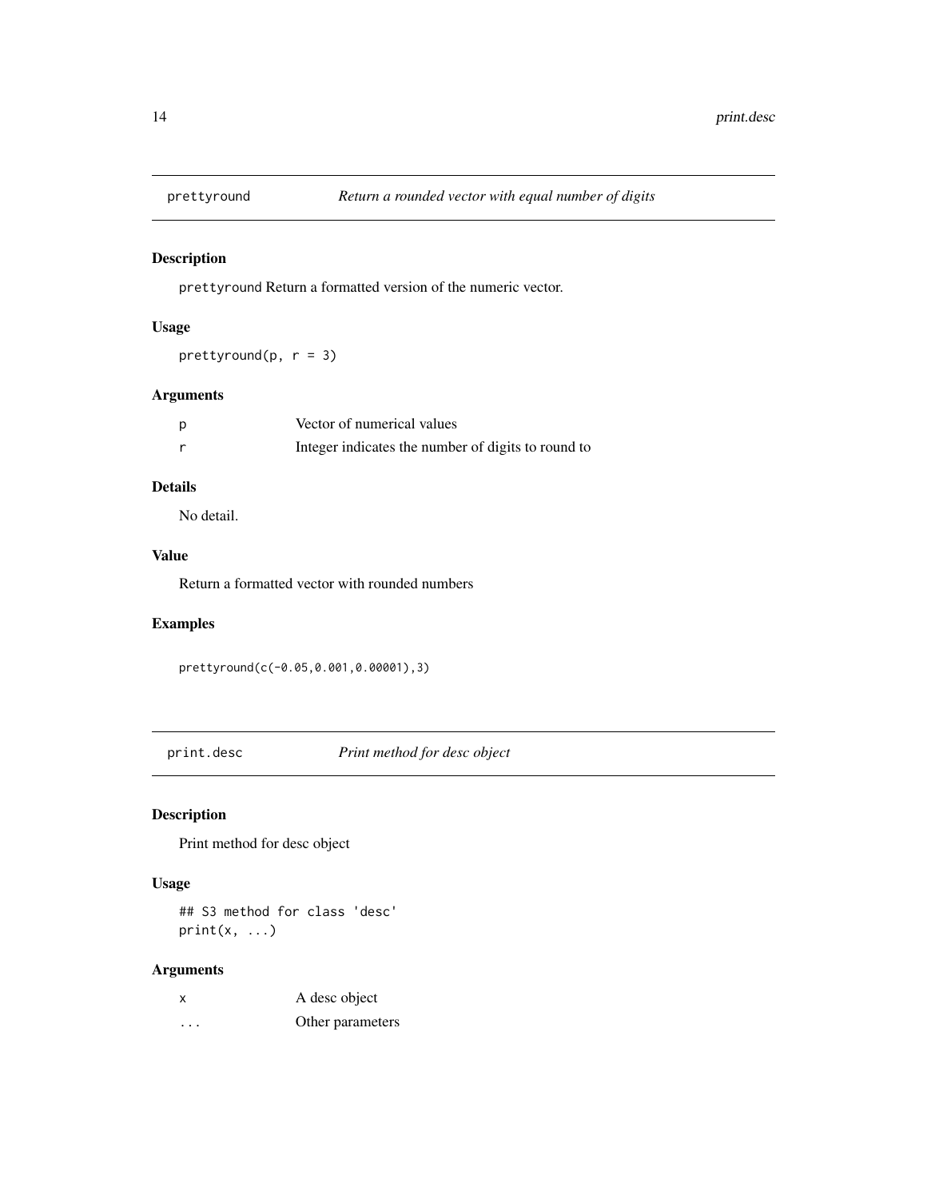## prettyround *Return a rounded vector with equal number of digits*

### Description

prettyround Return a formatted version of the numeric vector.

### Usage

```
prettyround(p, r = 3)
```

### Arguments

| | |
|---|---|
| p | Vector of numerical values |
| r | Integer indicates the number of digits to round to |

### Details

No detail.

### Value

Return a formatted vector with rounded numbers

### Examples

```
prettyround(c(-0.05,0.001,0.00001),3)
```

## print.desc *Print method for desc object*

### Description

Print method for desc object

### Usage

```
## S3 method for class 'desc'
print(x, ...)
```

### Arguments

| | |
|---|---|
| x | A desc object |
| ... | Other parameters |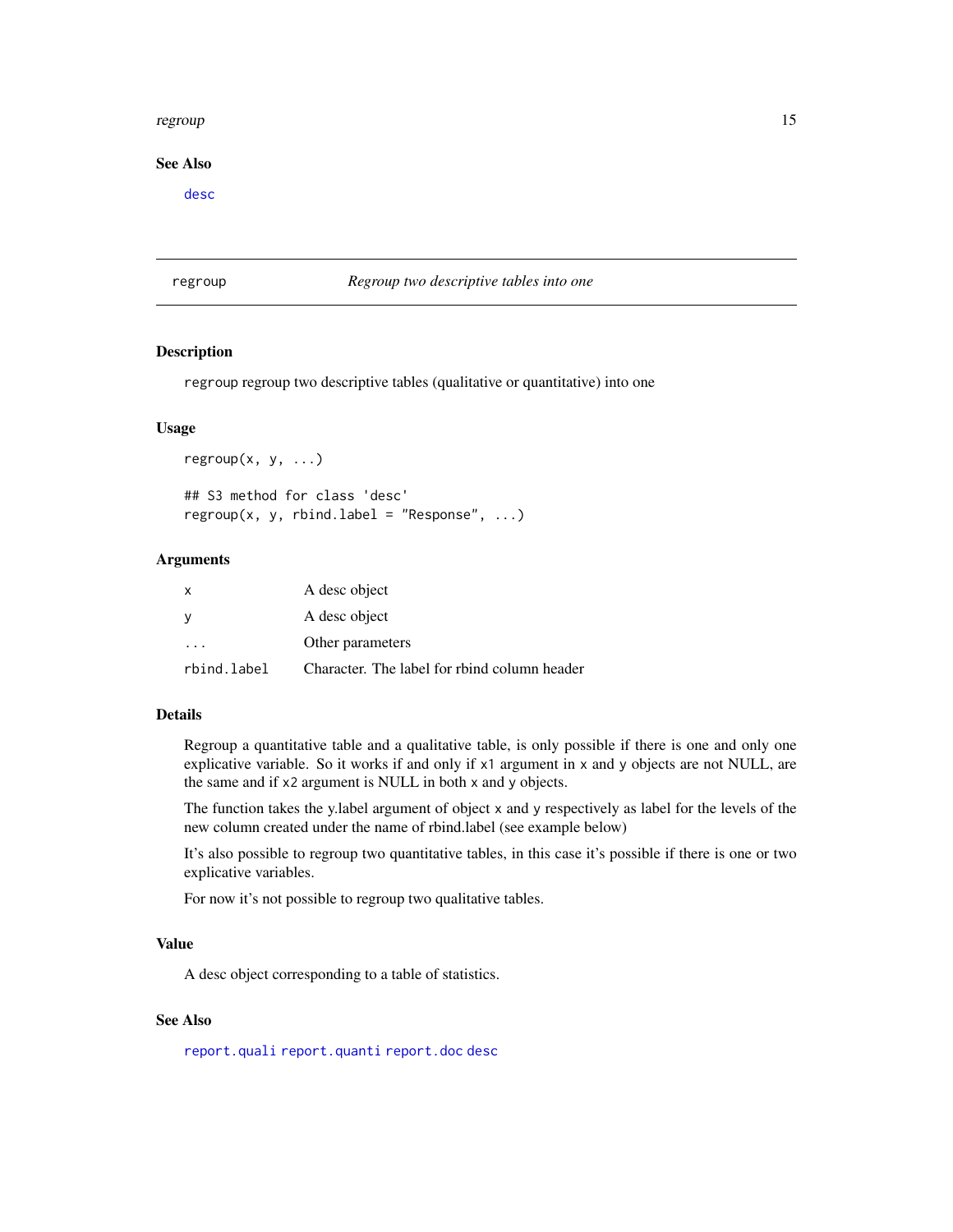## See Also

desc

---

## regroup — *Regroup two descriptive tables into one*

### Description

regroup regroup two descriptive tables (qualitative or quantitative) into one

### Usage

```
regroup(x, y, ...)

## S3 method for class 'desc'
regroup(x, y, rbind.label = "Response", ...)
```

### Arguments

| | |
|---|---|
| x | A desc object |
| y | A desc object |
| ... | Other parameters |
| rbind.label | Character. The label for rbind column header |

### Details

Regroup a quantitative table and a qualitative table, is only possible if there is one and only one explicative variable. So it works if and only if x1 argument in x and y objects are not NULL, are the same and if x2 argument is NULL in both x and y objects.

The function takes the y.label argument of object x and y respectively as label for the levels of the new column created under the name of rbind.label (see example below)

It's also possible to regroup two quantitative tables, in this case it's possible if there is one or two explicative variables.

For now it's not possible to regroup two qualitative tables.

### Value

A desc object corresponding to a table of statistics.

### See Also

report.quali report.quanti report.doc desc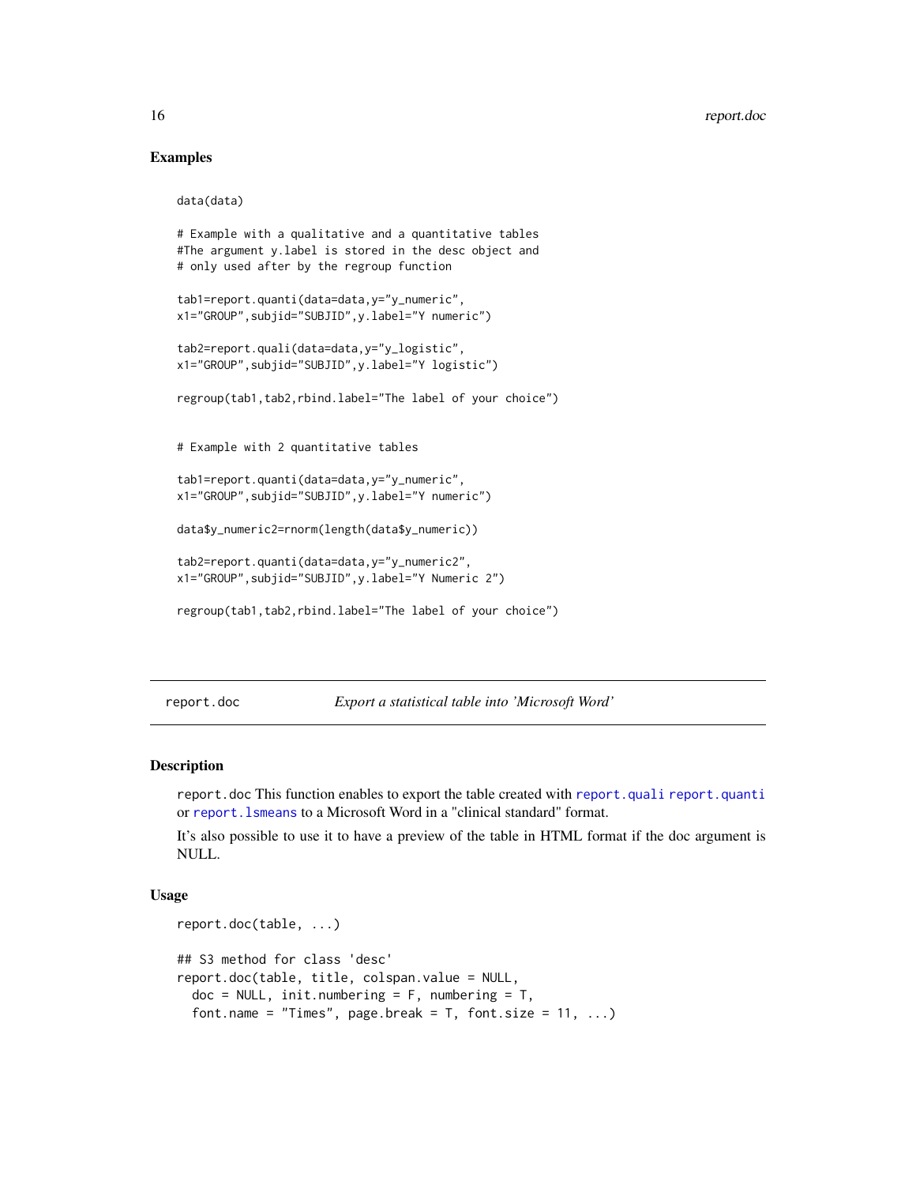### Examples

```
data(data)

# Example with a qualitative and a quantitative tables
#The argument y.label is stored in the desc object and
# only used after by the regroup function

tab1=report.quanti(data=data,y="y_numeric",
x1="GROUP",subjid="SUBJID",y.label="Y numeric")

tab2=report.quali(data=data,y="y_logistic",
x1="GROUP",subjid="SUBJID",y.label="Y logistic")

regroup(tab1,tab2,rbind.label="The label of your choice")


# Example with 2 quantitative tables

tab1=report.quanti(data=data,y="y_numeric",
x1="GROUP",subjid="SUBJID",y.label="Y numeric")

data$y_numeric2=rnorm(length(data$y_numeric))

tab2=report.quanti(data=data,y="y_numeric2",
x1="GROUP",subjid="SUBJID",y.label="Y Numeric 2")

regroup(tab1,tab2,rbind.label="The label of your choice")
```

---

## report.doc — *Export a statistical table into 'Microsoft Word'*

---

### Description

report.doc This function enables to export the table created with report.quali report.quanti or report.lsmeans to a Microsoft Word in a "clinical standard" format.

It's also possible to use it to have a preview of the table in HTML format if the doc argument is NULL.

### Usage

```
report.doc(table, ...)

## S3 method for class 'desc'
report.doc(table, title, colspan.value = NULL,
  doc = NULL, init.numbering = F, numbering = T,
  font.name = "Times", page.break = T, font.size = 11, ...)
```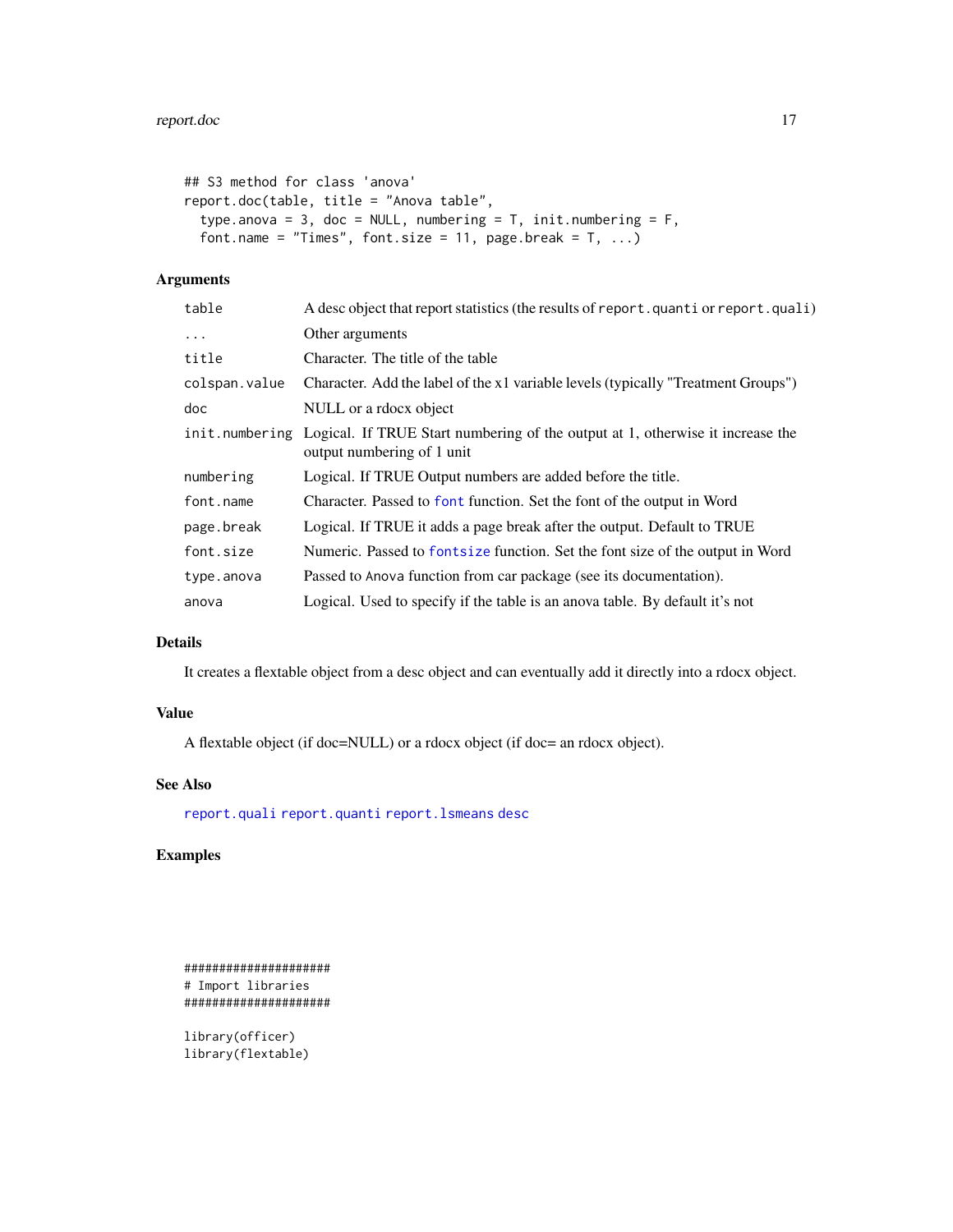```
## S3 method for class 'anova'
report.doc(table, title = "Anova table",
  type.anova = 3, doc = NULL, numbering = T, init.numbering = F,
  font.name = "Times", font.size = 11, page.break = T, ...)
```

### Arguments

| | |
|---|---|
| table | A desc object that report statistics (the results of report.quanti or report.quali) |
| ... | Other arguments |
| title | Character. The title of the table |
| colspan.value | Character. Add the label of the x1 variable levels (typically "Treatment Groups") |
| doc | NULL or a rdocx object |
| init.numbering | Logical. If TRUE Start numbering of the output at 1, otherwise it increase the output numbering of 1 unit |
| numbering | Logical. If TRUE Output numbers are added before the title. |
| font.name | Character. Passed to font function. Set the font of the output in Word |
| page.break | Logical. If TRUE it adds a page break after the output. Default to TRUE |
| font.size | Numeric. Passed to fontsize function. Set the font size of the output in Word |
| type.anova | Passed to Anova function from car package (see its documentation). |
| anova | Logical. Used to specify if the table is an anova table. By default it's not |

### Details

It creates a flextable object from a desc object and can eventually add it directly into a rdocx object.

### Value

A flextable object (if doc=NULL) or a rdocx object (if doc= an rdocx object).

### See Also

report.quali report.quanti report.lsmeans desc

### Examples

```
####################
# Import libraries
####################

library(officer)
library(flextable)
```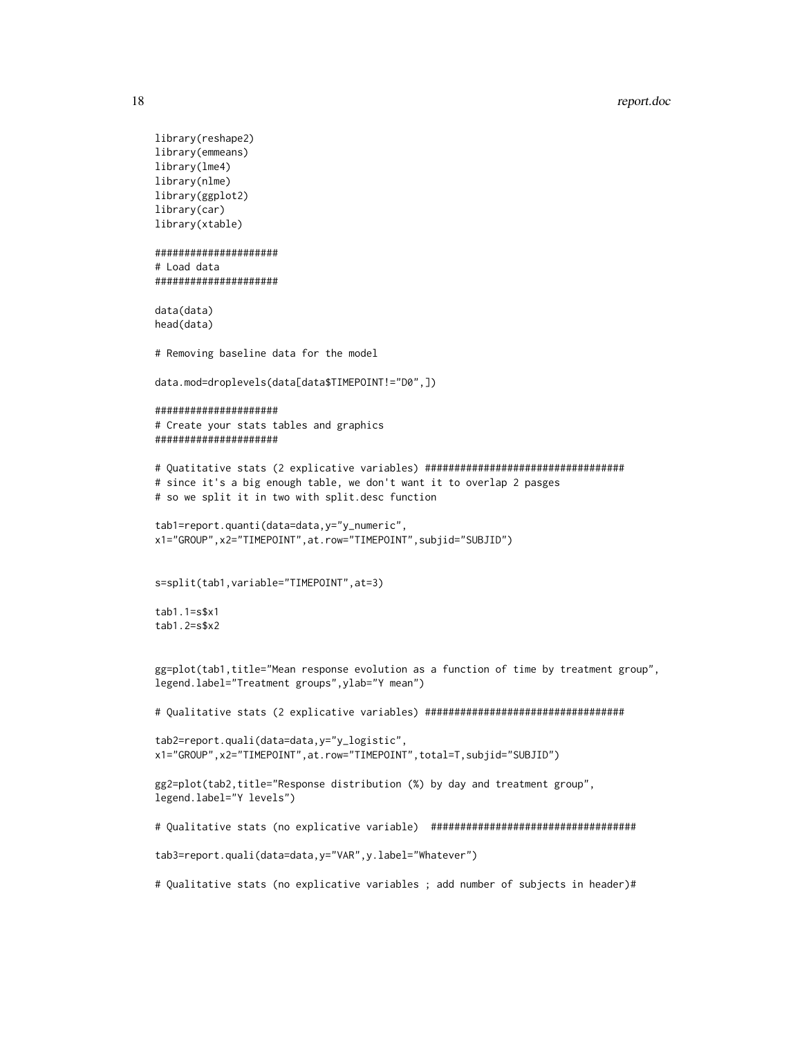```
library(reshape2)
library(emmeans)
library(lme4)
library(nlme)
library(ggplot2)
library(car)
library(xtable)

####################
# Load data
####################

data(data)
head(data)

# Removing baseline data for the model

data.mod=droplevels(data[data$TIMEPOINT!="D0",])

####################
# Create your stats tables and graphics
####################

# Quatitative stats (2 explicative variables) ##################################
# since it's a big enough table, we don't want it to overlap 2 pasges
# so we split it in two with split.desc function

tab1=report.quanti(data=data,y="y_numeric",
x1="GROUP",x2="TIMEPOINT",at.row="TIMEPOINT",subjid="SUBJID")


s=split(tab1,variable="TIMEPOINT",at=3)

tab1.1=s$x1
tab1.2=s$x2


gg=plot(tab1,title="Mean response evolution as a function of time by treatment group",
legend.label="Treatment groups",ylab="Y mean")

# Qualitative stats (2 explicative variables) ##################################

tab2=report.quali(data=data,y="y_logistic",
x1="GROUP",x2="TIMEPOINT",at.row="TIMEPOINT",total=T,subjid="SUBJID")

gg2=plot(tab2,title="Response distribution (%) by day and treatment group",
legend.label="Y levels")

# Qualitative stats (no explicative variable)  ##################################

tab3=report.quali(data=data,y="VAR",y.label="Whatever")

# Qualitative stats (no explicative variables ; add number of subjects in header)#
```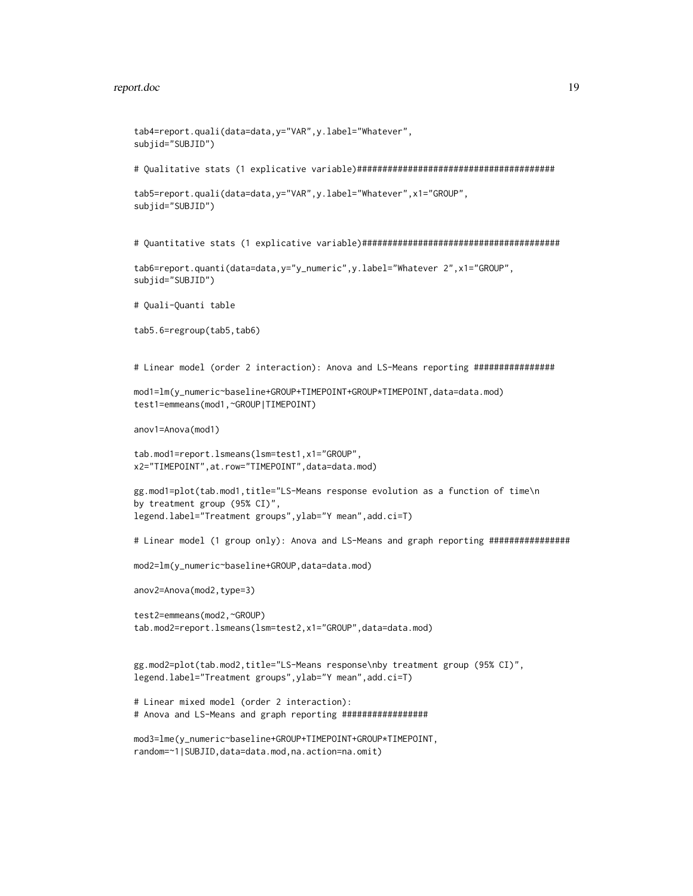```
tab4=report.quali(data=data,y="VAR",y.label="Whatever",
subjid="SUBJID")

# Qualitative stats (1 explicative variable)#######################################

tab5=report.quali(data=data,y="VAR",y.label="Whatever",x1="GROUP",
subjid="SUBJID")


# Quantitative stats (1 explicative variable)#######################################

tab6=report.quanti(data=data,y="y_numeric",y.label="Whatever 2",x1="GROUP",
subjid="SUBJID")

# Quali-Quanti table

tab5.6=regroup(tab5,tab6)


# Linear model (order 2 interaction): Anova and LS-Means reporting ################

mod1=lm(y_numeric~baseline+GROUP+TIMEPOINT+GROUP*TIMEPOINT,data=data.mod)
test1=emmeans(mod1,~GROUP|TIMEPOINT)

anov1=Anova(mod1)

tab.mod1=report.lsmeans(lsm=test1,x1="GROUP",
x2="TIMEPOINT",at.row="TIMEPOINT",data=data.mod)

gg.mod1=plot(tab.mod1,title="LS-Means response evolution as a function of time\n
by treatment group (95% CI)",
legend.label="Treatment groups",ylab="Y mean",add.ci=T)

# Linear model (1 group only): Anova and LS-Means and graph reporting ################

mod2=lm(y_numeric~baseline+GROUP,data=data.mod)

anov2=Anova(mod2,type=3)

test2=emmeans(mod2,~GROUP)
tab.mod2=report.lsmeans(lsm=test2,x1="GROUP",data=data.mod)


gg.mod2=plot(tab.mod2,title="LS-Means response\nby treatment group (95% CI)",
legend.label="Treatment groups",ylab="Y mean",add.ci=T)

# Linear mixed model (order 2 interaction):
# Anova and LS-Means and graph reporting #################

mod3=lme(y_numeric~baseline+GROUP+TIMEPOINT+GROUP*TIMEPOINT,
random=~1|SUBJID,data=data.mod,na.action=na.omit)
```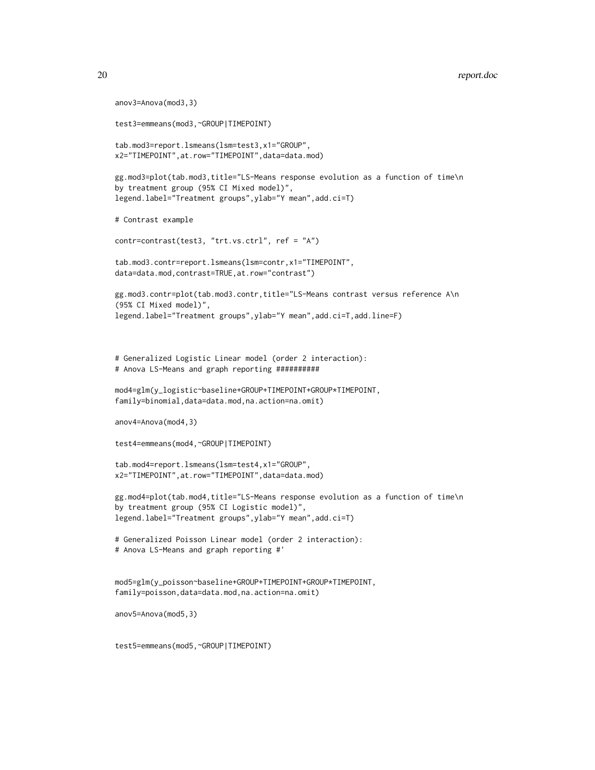```
anov3=Anova(mod3,3)

test3=emmeans(mod3,~GROUP|TIMEPOINT)

tab.mod3=report.lsmeans(lsm=test3,x1="GROUP",
x2="TIMEPOINT",at.row="TIMEPOINT",data=data.mod)

gg.mod3=plot(tab.mod3,title="LS-Means response evolution as a function of time\n
by treatment group (95% CI Mixed model)",
legend.label="Treatment groups",ylab="Y mean",add.ci=T)

# Contrast example

contr=contrast(test3, "trt.vs.ctrl", ref = "A")

tab.mod3.contr=report.lsmeans(lsm=contr,x1="TIMEPOINT",
data=data.mod,contrast=TRUE,at.row="contrast")

gg.mod3.contr=plot(tab.mod3.contr,title="LS-Means contrast versus reference A\n
(95% CI Mixed model)",
legend.label="Treatment groups",ylab="Y mean",add.ci=T,add.line=F)



# Generalized Logistic Linear model (order 2 interaction):
# Anova LS-Means and graph reporting ##########

mod4=glm(y_logistic~baseline+GROUP+TIMEPOINT+GROUP*TIMEPOINT,
family=binomial,data=data.mod,na.action=na.omit)

anov4=Anova(mod4,3)

test4=emmeans(mod4,~GROUP|TIMEPOINT)

tab.mod4=report.lsmeans(lsm=test4,x1="GROUP",
x2="TIMEPOINT",at.row="TIMEPOINT",data=data.mod)

gg.mod4=plot(tab.mod4,title="LS-Means response evolution as a function of time\n
by treatment group (95% CI Logistic model)",
legend.label="Treatment groups",ylab="Y mean",add.ci=T)

# Generalized Poisson Linear model (order 2 interaction):
# Anova LS-Means and graph reporting #'


mod5=glm(y_poisson~baseline+GROUP+TIMEPOINT+GROUP*TIMEPOINT,
family=poisson,data=data.mod,na.action=na.omit)

anov5=Anova(mod5,3)


test5=emmeans(mod5,~GROUP|TIMEPOINT)
```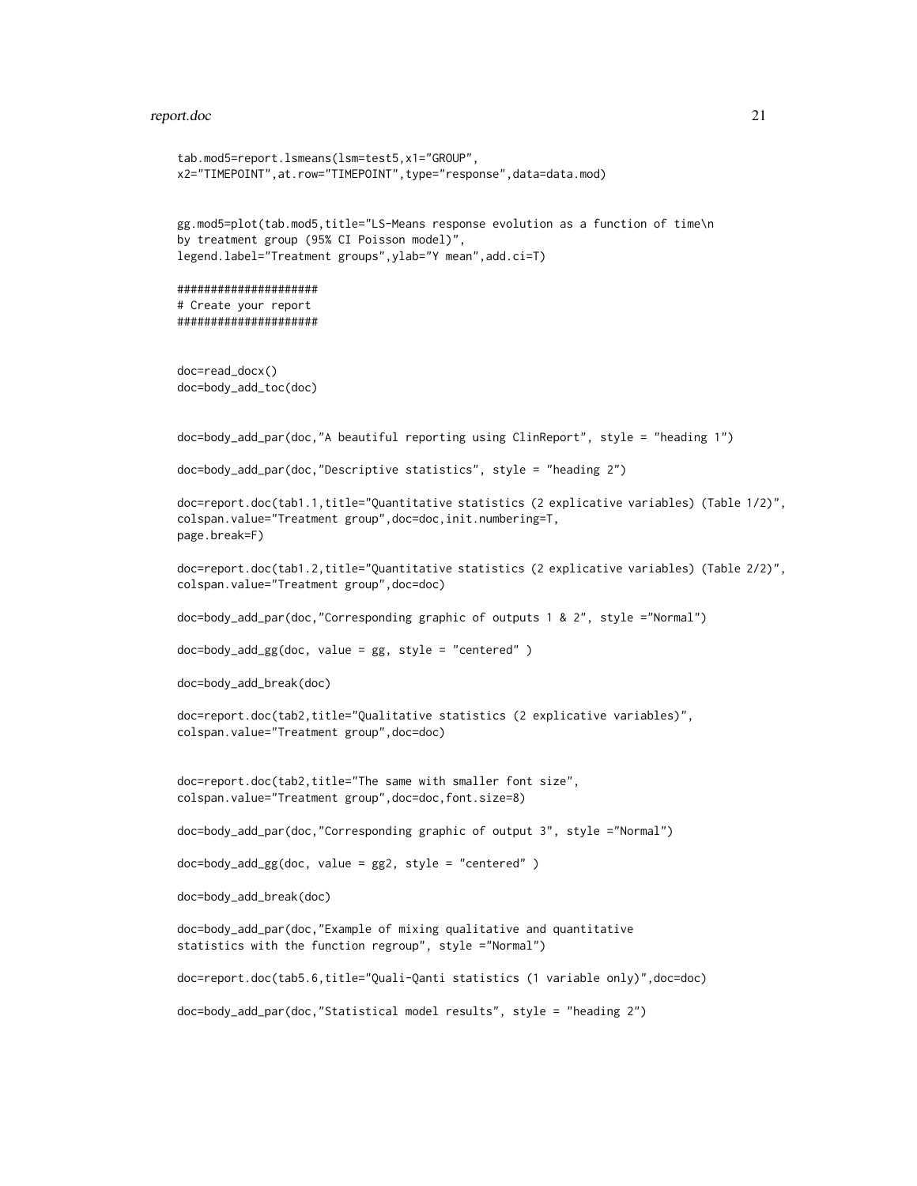```
tab.mod5=report.lsmeans(lsm=test5,x1="GROUP",
x2="TIMEPOINT",at.row="TIMEPOINT",type="response",data=data.mod)


gg.mod5=plot(tab.mod5,title="LS-Means response evolution as a function of time\n
by treatment group (95% CI Poisson model)",
legend.label="Treatment groups",ylab="Y mean",add.ci=T)

####################
# Create your report
####################


doc=read_docx()
doc=body_add_toc(doc)


doc=body_add_par(doc,"A beautiful reporting using ClinReport", style = "heading 1")

doc=body_add_par(doc,"Descriptive statistics", style = "heading 2")

doc=report.doc(tab1.1,title="Quantitative statistics (2 explicative variables) (Table 1/2)",
colspan.value="Treatment group",doc=doc,init.numbering=T,
page.break=F)

doc=report.doc(tab1.2,title="Quantitative statistics (2 explicative variables) (Table 2/2)",
colspan.value="Treatment group",doc=doc)

doc=body_add_par(doc,"Corresponding graphic of outputs 1 & 2", style ="Normal")

doc=body_add_gg(doc, value = gg, style = "centered" )

doc=body_add_break(doc)

doc=report.doc(tab2,title="Qualitative statistics (2 explicative variables)",
colspan.value="Treatment group",doc=doc)


doc=report.doc(tab2,title="The same with smaller font size",
colspan.value="Treatment group",doc=doc,font.size=8)

doc=body_add_par(doc,"Corresponding graphic of output 3", style ="Normal")

doc=body_add_gg(doc, value = gg2, style = "centered" )

doc=body_add_break(doc)

doc=body_add_par(doc,"Example of mixing qualitative and quantitative
statistics with the function regroup", style ="Normal")

doc=report.doc(tab5.6,title="Quali-Qanti statistics (1 variable only)",doc=doc)

doc=body_add_par(doc,"Statistical model results", style = "heading 2")
```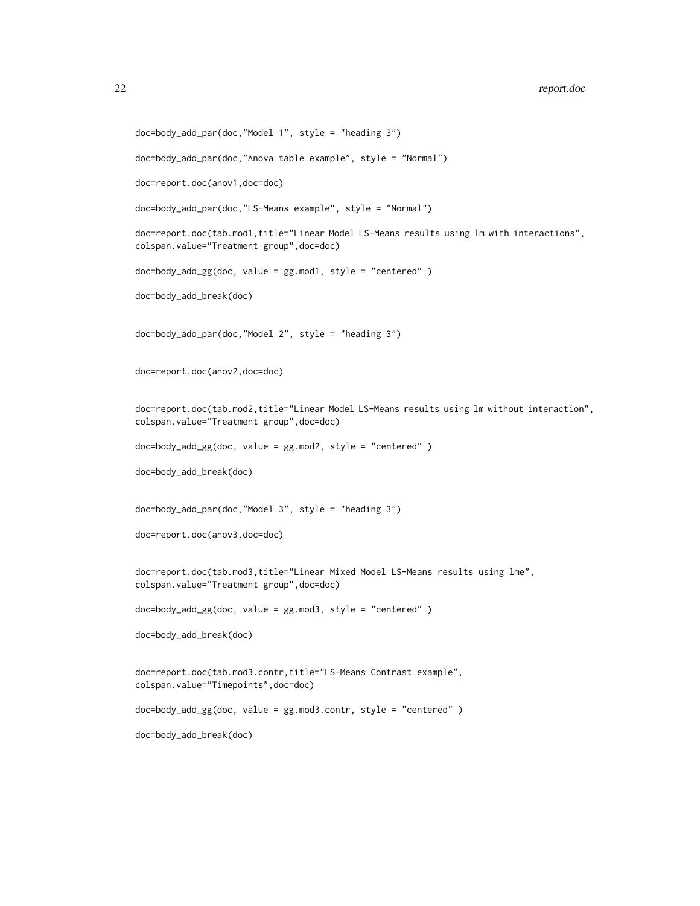```
doc=body_add_par(doc,"Model 1", style = "heading 3")

doc=body_add_par(doc,"Anova table example", style = "Normal")

doc=report.doc(anov1,doc=doc)

doc=body_add_par(doc,"LS-Means example", style = "Normal")

doc=report.doc(tab.mod1,title="Linear Model LS-Means results using lm with interactions",
colspan.value="Treatment group",doc=doc)

doc=body_add_gg(doc, value = gg.mod1, style = "centered" )

doc=body_add_break(doc)


doc=body_add_par(doc,"Model 2", style = "heading 3")


doc=report.doc(anov2,doc=doc)


doc=report.doc(tab.mod2,title="Linear Model LS-Means results using lm without interaction",
colspan.value="Treatment group",doc=doc)

doc=body_add_gg(doc, value = gg.mod2, style = "centered" )

doc=body_add_break(doc)


doc=body_add_par(doc,"Model 3", style = "heading 3")

doc=report.doc(anov3,doc=doc)


doc=report.doc(tab.mod3,title="Linear Mixed Model LS-Means results using lme",
colspan.value="Treatment group",doc=doc)

doc=body_add_gg(doc, value = gg.mod3, style = "centered" )

doc=body_add_break(doc)


doc=report.doc(tab.mod3.contr,title="LS-Means Contrast example",
colspan.value="Timepoints",doc=doc)

doc=body_add_gg(doc, value = gg.mod3.contr, style = "centered" )

doc=body_add_break(doc)
```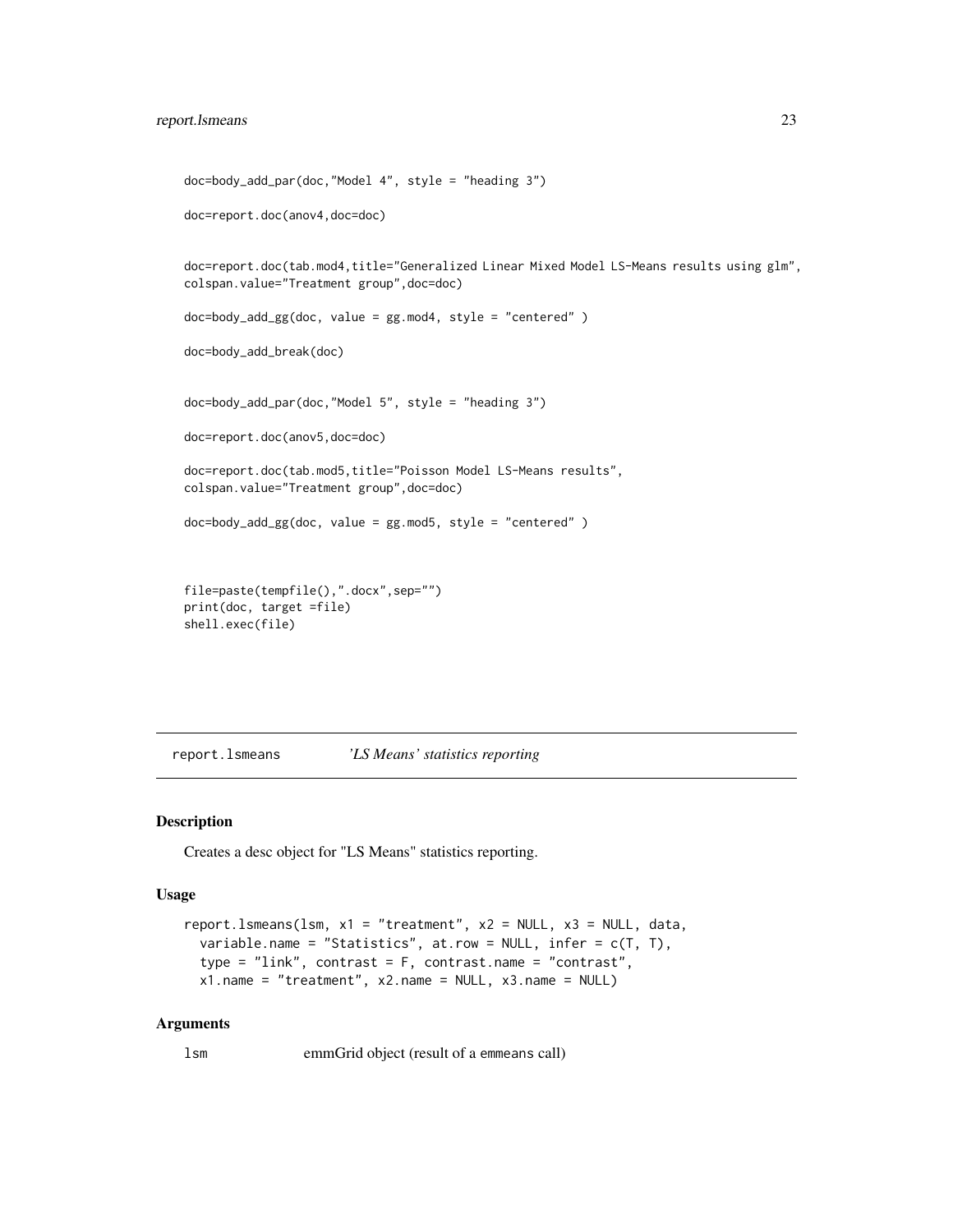```
doc=body_add_par(doc,"Model 4", style = "heading 3")

doc=report.doc(anov4,doc=doc)


doc=report.doc(tab.mod4,title="Generalized Linear Mixed Model LS-Means results using glm",
colspan.value="Treatment group",doc=doc)

doc=body_add_gg(doc, value = gg.mod4, style = "centered" )

doc=body_add_break(doc)


doc=body_add_par(doc,"Model 5", style = "heading 3")

doc=report.doc(anov5,doc=doc)

doc=report.doc(tab.mod5,title="Poisson Model LS-Means results",
colspan.value="Treatment group",doc=doc)

doc=body_add_gg(doc, value = gg.mod5, style = "centered" )



file=paste(tempfile(),".docx",sep="")
print(doc, target =file)
shell.exec(file)
```

## report.lsmeans *'LS Means' statistics reporting*

### Description

Creates a desc object for "LS Means" statistics reporting.

### Usage

```
report.lsmeans(lsm, x1 = "treatment", x2 = NULL, x3 = NULL, data,
  variable.name = "Statistics", at.row = NULL, infer = c(T, T),
  type = "link", contrast = F, contrast.name = "contrast",
  x1.name = "treatment", x2.name = NULL, x3.name = NULL)
```

### Arguments

| | |
|---|---|
| lsm | emmGrid object (result of a emmeans call) |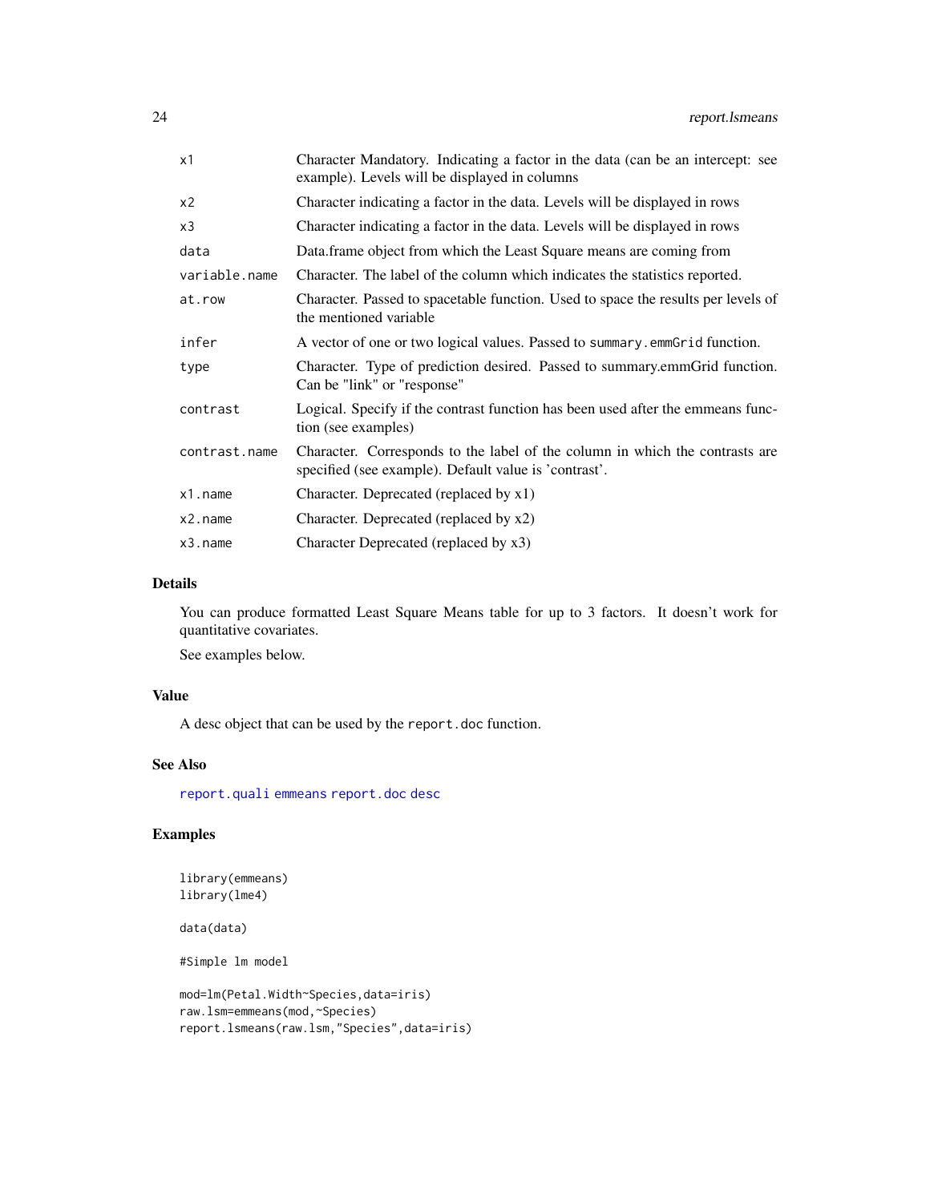| | |
|---|---|
| x1 | Character Mandatory. Indicating a factor in the data (can be an intercept: see example). Levels will be displayed in columns |
| x2 | Character indicating a factor in the data. Levels will be displayed in rows |
| x3 | Character indicating a factor in the data. Levels will be displayed in rows |
| data | Data.frame object from which the Least Square means are coming from |
| variable.name | Character. The label of the column which indicates the statistics reported. |
| at.row | Character. Passed to spacetable function. Used to space the results per levels of the mentioned variable |
| infer | A vector of one or two logical values. Passed to summary.emmGrid function. |
| type | Character. Type of prediction desired. Passed to summary.emmGrid function. Can be "link" or "response" |
| contrast | Logical. Specify if the contrast function has been used after the emmeans function (see examples) |
| contrast.name | Character. Corresponds to the label of the column in which the contrasts are specified (see example). Default value is 'contrast'. |
| x1.name | Character. Deprecated (replaced by x1) |
| x2.name | Character. Deprecated (replaced by x2) |
| x3.name | Character Deprecated (replaced by x3) |

## Details

You can produce formatted Least Square Means table for up to 3 factors. It doesn't work for quantitative covariates.

See examples below.

## Value

A desc object that can be used by the report.doc function.

## See Also

report.quali emmeans report.doc desc

## Examples

```
library(emmeans)
library(lme4)

data(data)

#Simple lm model

mod=lm(Petal.Width~Species,data=iris)
raw.lsm=emmeans(mod,~Species)
report.lsmeans(raw.lsm,"Species",data=iris)
```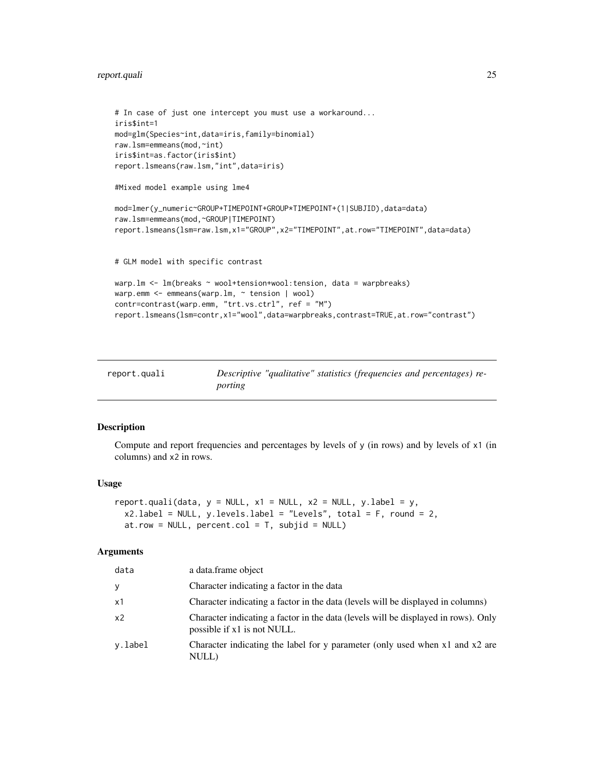```
# In case of just one intercept you must use a workaround...
iris$int=1
mod=glm(Species~int,data=iris,family=binomial)
raw.lsm=emmeans(mod,~int)
iris$int=as.factor(iris$int)
report.lsmeans(raw.lsm,"int",data=iris)

#Mixed model example using lme4

mod=lmer(y_numeric~GROUP+TIMEPOINT+GROUP*TIMEPOINT+(1|SUBJID),data=data)
raw.lsm=emmeans(mod,~GROUP|TIMEPOINT)
report.lsmeans(lsm=raw.lsm,x1="GROUP",x2="TIMEPOINT",at.row="TIMEPOINT",data=data)


# GLM model with specific contrast

warp.lm <- lm(breaks ~ wool+tension+wool:tension, data = warpbreaks)
warp.emm <- emmeans(warp.lm, ~ tension | wool)
contr=contrast(warp.emm, "trt.vs.ctrl", ref = "M")
report.lsmeans(lsm=contr,x1="wool",data=warpbreaks,contrast=TRUE,at.row="contrast")
```

---

## report.quali — *Descriptive "qualitative" statistics (frequencies and percentages) reporting*

---

### Description

Compute and report frequencies and percentages by levels of y (in rows) and by levels of x1 (in columns) and x2 in rows.

### Usage

```
report.quali(data, y = NULL, x1 = NULL, x2 = NULL, y.label = y,
  x2.label = NULL, y.levels.label = "Levels", total = F, round = 2,
  at.row = NULL, percent.col = T, subjid = NULL)
```

### Arguments

| | |
|---|---|
| data | a data.frame object |
| y | Character indicating a factor in the data |
| x1 | Character indicating a factor in the data (levels will be displayed in columns) |
| x2 | Character indicating a factor in the data (levels will be displayed in rows). Only possible if x1 is not NULL. |
| y.label | Character indicating the label for y parameter (only used when x1 and x2 are NULL) |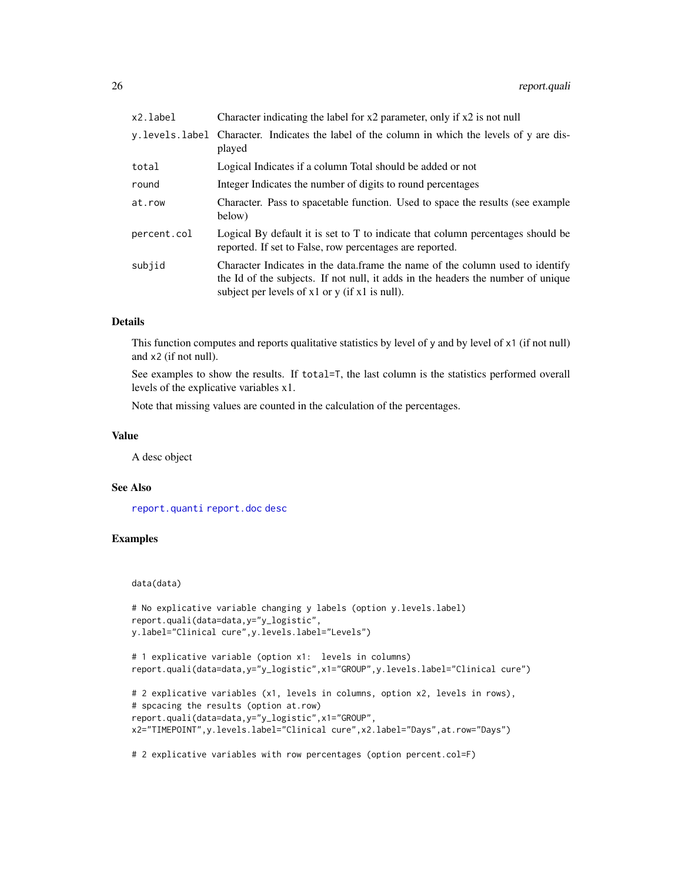| | |
|---|---|
| x2.label | Character indicating the label for x2 parameter, only if x2 is not null |
| y.levels.label | Character. Indicates the label of the column in which the levels of y are displayed |
| total | Logical Indicates if a column Total should be added or not |
| round | Integer Indicates the number of digits to round percentages |
| at.row | Character. Pass to spacetable function. Used to space the results (see example below) |
| percent.col | Logical By default it is set to T to indicate that column percentages should be reported. If set to False, row percentages are reported. |
| subjid | Character Indicates in the data.frame the name of the column used to identify the Id of the subjects. If not null, it adds in the headers the number of unique subject per levels of x1 or y (if x1 is null). |

## Details

This function computes and reports qualitative statistics by level of y and by level of x1 (if not null) and x2 (if not null).

See examples to show the results. If total=T, the last column is the statistics performed overall levels of the explicative variables x1.

Note that missing values are counted in the calculation of the percentages.

## Value

A desc object

## See Also

report.quanti report.doc desc

## Examples

```
data(data)

# No explicative variable changing y labels (option y.levels.label)
report.quali(data=data,y="y_logistic",
y.label="Clinical cure",y.levels.label="Levels")

# 1 explicative variable (option x1:  levels in columns)
report.quali(data=data,y="y_logistic",x1="GROUP",y.levels.label="Clinical cure")

# 2 explicative variables (x1, levels in columns, option x2, levels in rows),
# spcacing the results (option at.row)
report.quali(data=data,y="y_logistic",x1="GROUP",
x2="TIMEPOINT",y.levels.label="Clinical cure",x2.label="Days",at.row="Days")

# 2 explicative variables with row percentages (option percent.col=F)
```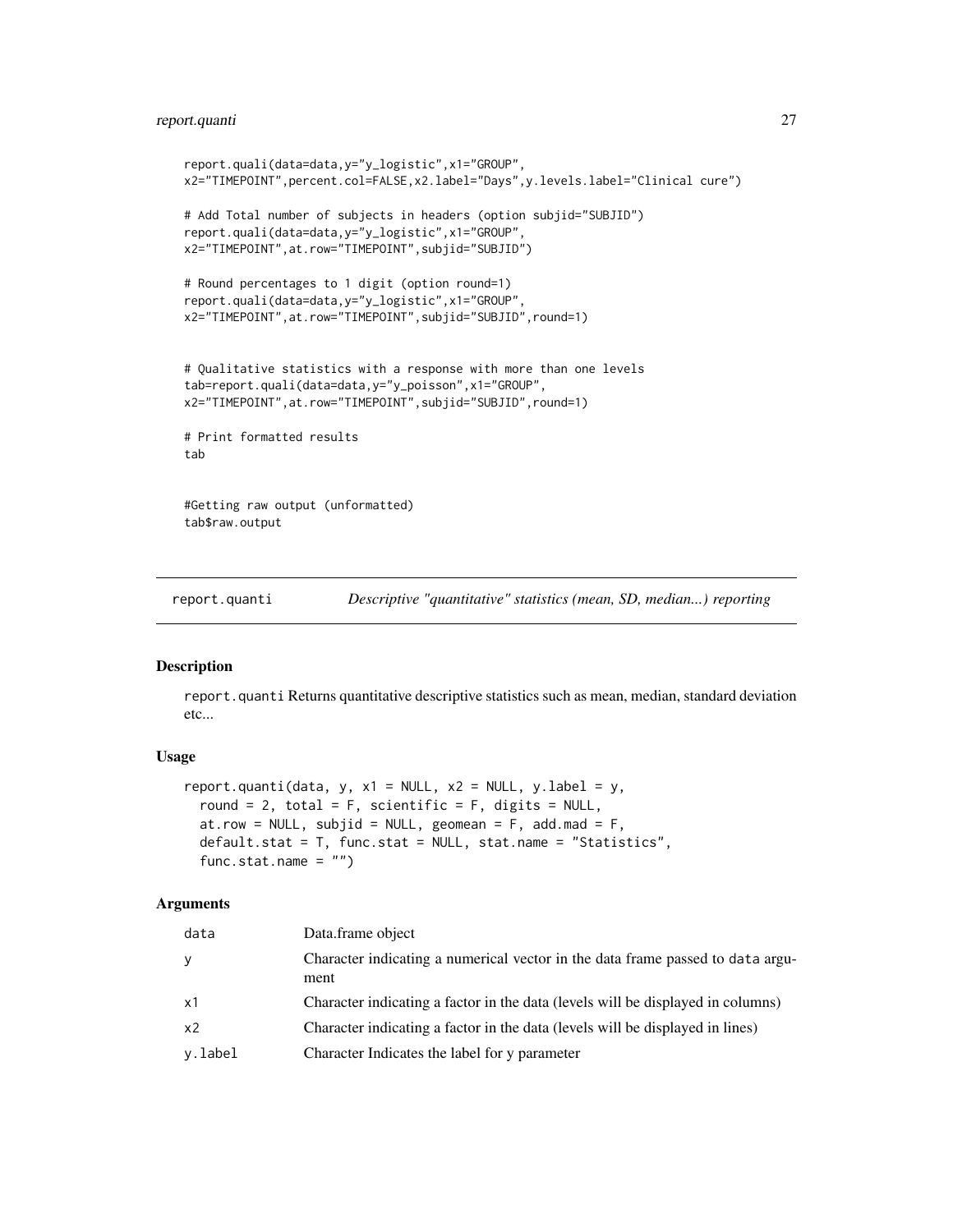```
report.quali(data=data,y="y_logistic",x1="GROUP",
x2="TIMEPOINT",percent.col=FALSE,x2.label="Days",y.levels.label="Clinical cure")

# Add Total number of subjects in headers (option subjid="SUBJID")
report.quali(data=data,y="y_logistic",x1="GROUP",
x2="TIMEPOINT",at.row="TIMEPOINT",subjid="SUBJID")

# Round percentages to 1 digit (option round=1)
report.quali(data=data,y="y_logistic",x1="GROUP",
x2="TIMEPOINT",at.row="TIMEPOINT",subjid="SUBJID",round=1)


# Qualitative statistics with a response with more than one levels
tab=report.quali(data=data,y="y_poisson",x1="GROUP",
x2="TIMEPOINT",at.row="TIMEPOINT",subjid="SUBJID",round=1)

# Print formatted results
tab


#Getting raw output (unformatted)
tab$raw.output
```

---

## report.quanti — *Descriptive "quantitative" statistics (mean, SD, median...) reporting*

### Description

report.quanti Returns quantitative descriptive statistics such as mean, median, standard deviation etc...

### Usage

```
report.quanti(data, y, x1 = NULL, x2 = NULL, y.label = y,
  round = 2, total = F, scientific = F, digits = NULL,
  at.row = NULL, subjid = NULL, geomean = F, add.mad = F,
  default.stat = T, func.stat = NULL, stat.name = "Statistics",
  func.stat.name = "")
```

### Arguments

| | |
|---|---|
| data | Data.frame object |
| y | Character indicating a numerical vector in the data frame passed to data argument |
| x1 | Character indicating a factor in the data (levels will be displayed in columns) |
| x2 | Character indicating a factor in the data (levels will be displayed in lines) |
| y.label | Character Indicates the label for y parameter |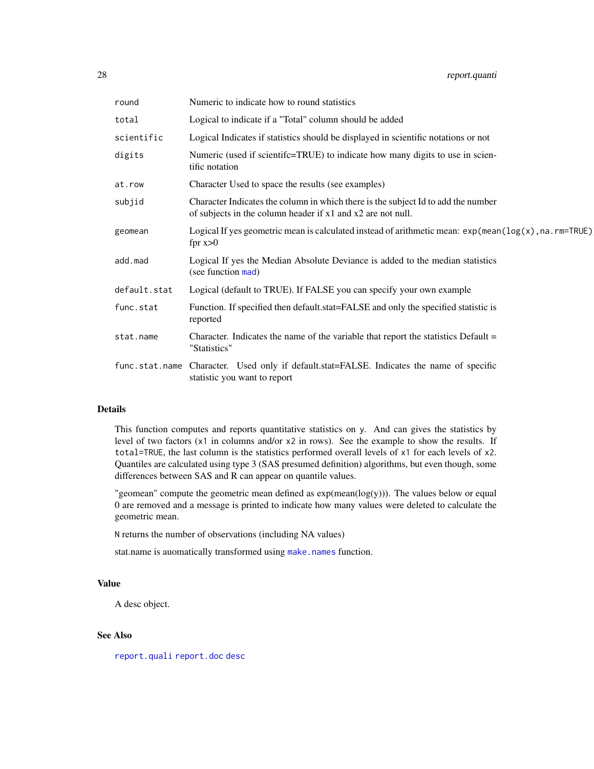| | |
|---|---|
| `round` | Numeric to indicate how to round statistics |
| `total` | Logical to indicate if a "Total" column should be added |
| `scientific` | Logical Indicates if statistics should be displayed in scientific notations or not |
| `digits` | Numeric (used if scientifc=TRUE) to indicate how many digits to use in scientific notation |
| `at.row` | Character Used to space the results (see examples) |
| `subjid` | Character Indicates the column in which there is the subject Id to add the number of subjects in the column header if x1 and x2 are not null. |
| `geomean` | Logical If yes geometric mean is calculated instead of arithmetic mean: `exp(mean(log(x),na.rm=TRUE)` fpr x>0 |
| `add.mad` | Logical If yes the Median Absolute Deviance is added to the median statistics (see function `mad`) |
| `default.stat` | Logical (default to TRUE). If FALSE you can specify your own example |
| `func.stat` | Function. If specified then default.stat=FALSE and only the specified statistic is reported |
| `stat.name` | Character. Indicates the name of the variable that report the statistics Default = "Statistics" |
| `func.stat.name` | Character. Used only if default.stat=FALSE. Indicates the name of specific statistic you want to report |

## Details

This function computes and reports quantitative statistics on `y`. And can gives the statistics by level of two factors (`x1` in columns and/or `x2` in rows). See the example to show the results. If `total=TRUE`, the last column is the statistics performed overall levels of `x1` for each levels of `x2`. Quantiles are calculated using type 3 (SAS presumed definition) algorithms, but even though, some differences between SAS and R can appear on quantile values.

"geomean" compute the geometric mean defined as exp(mean(log(y))). The values below or equal 0 are removed and a message is printed to indicate how many values were deleted to calculate the geometric mean.

`N` returns the number of observations (including NA values)

stat.name is auomatically transformed using `make.names` function.

## Value

A desc object.

## See Also

`report.quali` `report.doc` `desc`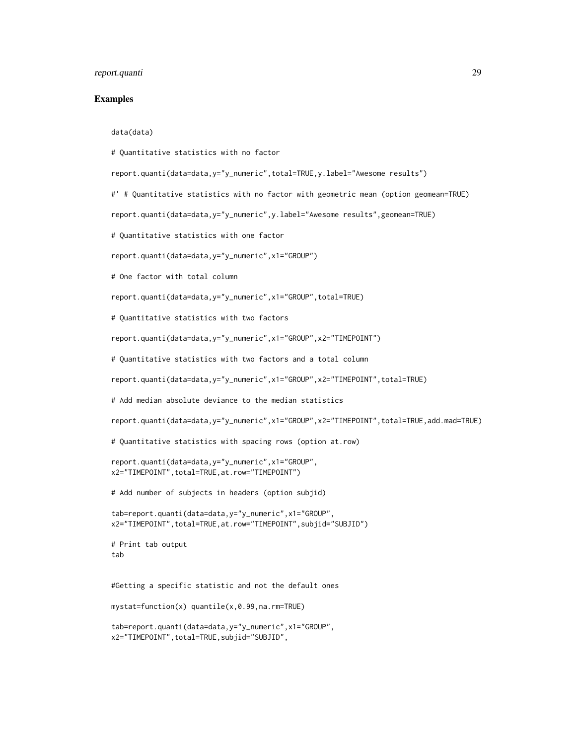## Examples

```
data(data)

# Quantitative statistics with no factor

report.quanti(data=data,y="y_numeric",total=TRUE,y.label="Awesome results")

#' # Quantitative statistics with no factor with geometric mean (option geomean=TRUE)

report.quanti(data=data,y="y_numeric",y.label="Awesome results",geomean=TRUE)

# Quantitative statistics with one factor

report.quanti(data=data,y="y_numeric",x1="GROUP")

# One factor with total column

report.quanti(data=data,y="y_numeric",x1="GROUP",total=TRUE)

# Quantitative statistics with two factors

report.quanti(data=data,y="y_numeric",x1="GROUP",x2="TIMEPOINT")

# Quantitative statistics with two factors and a total column

report.quanti(data=data,y="y_numeric",x1="GROUP",x2="TIMEPOINT",total=TRUE)

# Add median absolute deviance to the median statistics

report.quanti(data=data,y="y_numeric",x1="GROUP",x2="TIMEPOINT",total=TRUE,add.mad=TRUE)

# Quantitative statistics with spacing rows (option at.row)

report.quanti(data=data,y="y_numeric",x1="GROUP",
x2="TIMEPOINT",total=TRUE,at.row="TIMEPOINT")

# Add number of subjects in headers (option subjid)

tab=report.quanti(data=data,y="y_numeric",x1="GROUP",
x2="TIMEPOINT",total=TRUE,at.row="TIMEPOINT",subjid="SUBJID")

# Print tab output
tab


#Getting a specific statistic and not the default ones

mystat=function(x) quantile(x,0.99,na.rm=TRUE)

tab=report.quanti(data=data,y="y_numeric",x1="GROUP",
x2="TIMEPOINT",total=TRUE,subjid="SUBJID",
```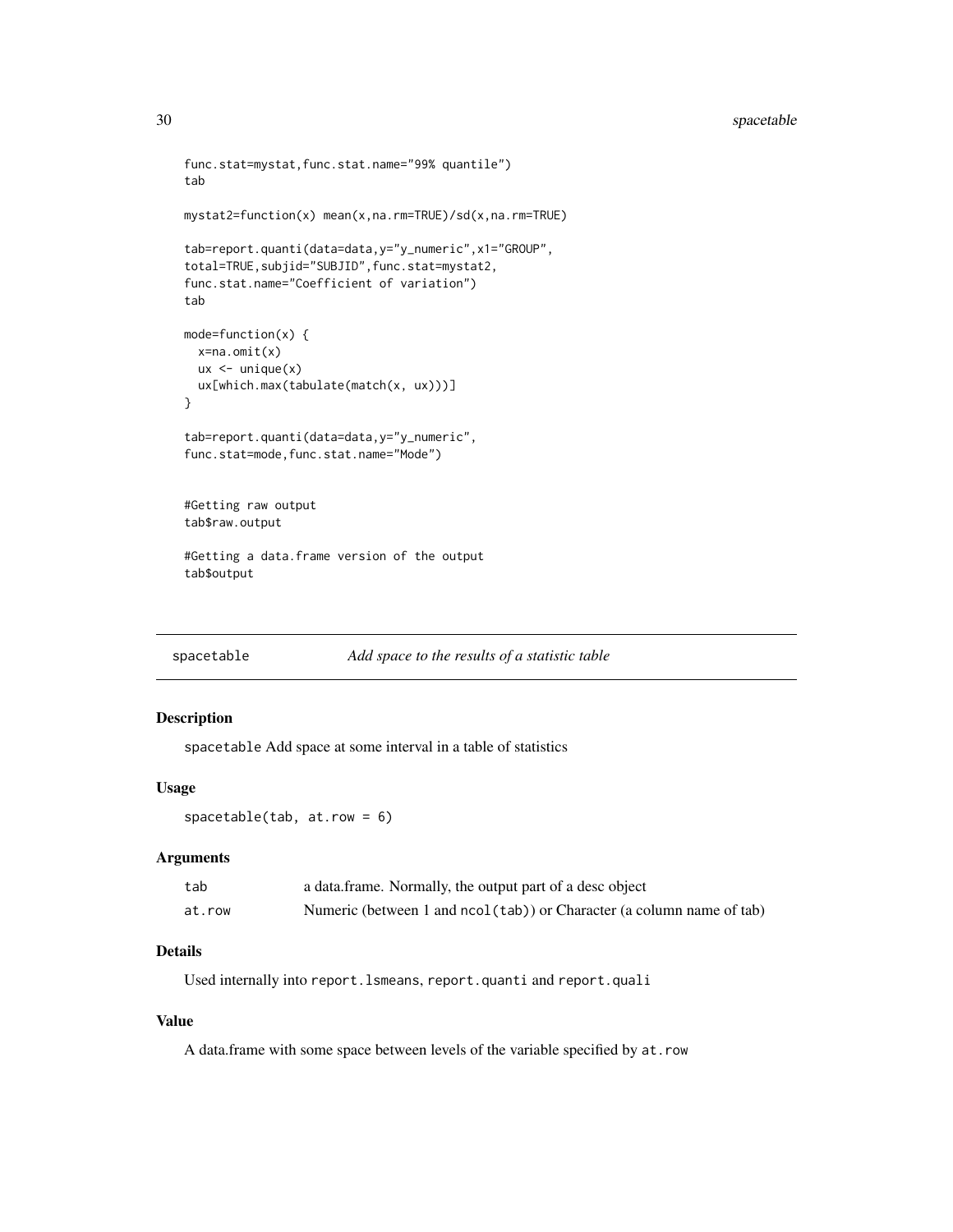```
func.stat=mystat,func.stat.name="99% quantile")
tab

mystat2=function(x) mean(x,na.rm=TRUE)/sd(x,na.rm=TRUE)

tab=report.quanti(data=data,y="y_numeric",x1="GROUP",
total=TRUE,subjid="SUBJID",func.stat=mystat2,
func.stat.name="Coefficient of variation")
tab

mode=function(x) {
  x=na.omit(x)
  ux <- unique(x)
  ux[which.max(tabulate(match(x, ux)))]
}

tab=report.quanti(data=data,y="y_numeric",
func.stat=mode,func.stat.name="Mode")


#Getting raw output
tab$raw.output

#Getting a data.frame version of the output
tab$output
```

## spacetable — *Add space to the results of a statistic table*

### Description

spacetable Add space at some interval in a table of statistics

### Usage

```
spacetable(tab, at.row = 6)
```

### Arguments

| | |
|---|---|
| tab | a data.frame. Normally, the output part of a desc object |
| at.row | Numeric (between 1 and ncol(tab)) or Character (a column name of tab) |

### Details

Used internally into report.lsmeans, report.quanti and report.quali

### Value

A data.frame with some space between levels of the variable specified by at.row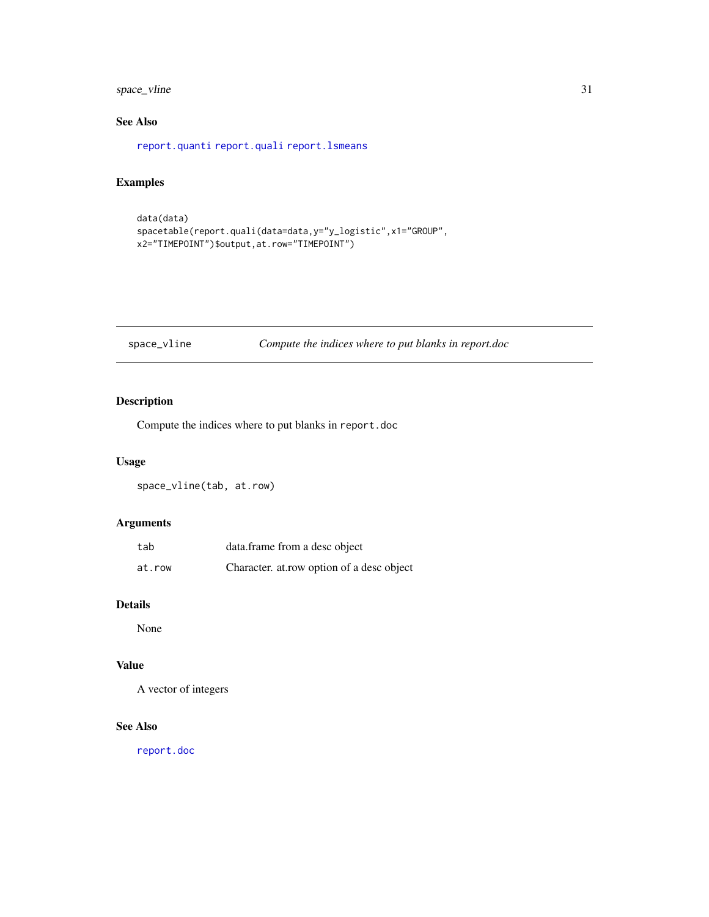## See Also

report.quanti report.quali report.lsmeans

## Examples

```
data(data)
spacetable(report.quali(data=data,y="y_logistic",x1="GROUP",
x2="TIMEPOINT")$output,at.row="TIMEPOINT")
```

---

# space_vline — *Compute the indices where to put blanks in report.doc*

## Description

Compute the indices where to put blanks in `report.doc`

## Usage

```
space_vline(tab, at.row)
```

## Arguments

| | |
|---|---|
| `tab` | data.frame from a desc object |
| `at.row` | Character. at.row option of a desc object |

## Details

None

## Value

A vector of integers

## See Also

report.doc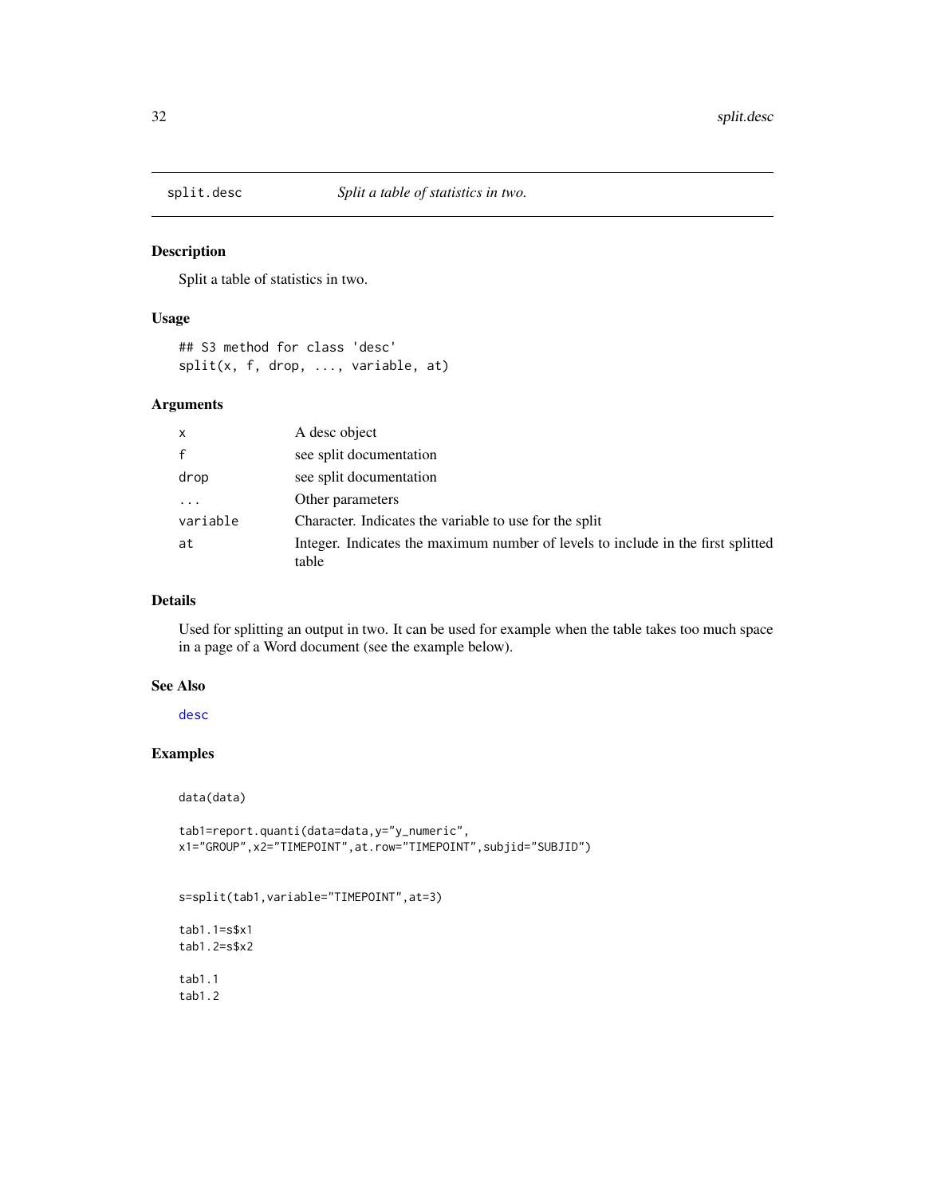# split.desc *Split a table of statistics in two.*

## Description

Split a table of statistics in two.

## Usage

```
## S3 method for class 'desc'
split(x, f, drop, ..., variable, at)
```

## Arguments

| | |
|---|---|
| x | A desc object |
| f | see split documentation |
| drop | see split documentation |
| ... | Other parameters |
| variable | Character. Indicates the variable to use for the split |
| at | Integer. Indicates the maximum number of levels to include in the first splitted table |

## Details

Used for splitting an output in two. It can be used for example when the table takes too much space in a page of a Word document (see the example below).

## See Also

desc

## Examples

```
data(data)

tab1=report.quanti(data=data,y="y_numeric",
x1="GROUP",x2="TIMEPOINT",at.row="TIMEPOINT",subjid="SUBJID")


s=split(tab1,variable="TIMEPOINT",at=3)

tab1.1=s$x1
tab1.2=s$x2

tab1.1
tab1.2
```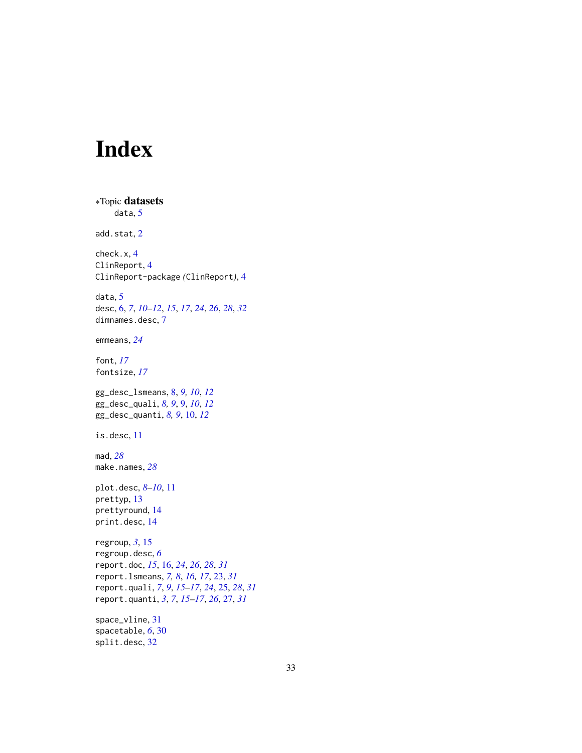# Index

∗Topic **datasets**

data, 5

add.stat, 2

check.x, 4
ClinReport, 4
ClinReport-package (ClinReport), 4

data, 5
desc, 6, *7*, *10–12*, *15*, *17*, *24*, *26*, *28*, *32*
dimnames.desc, 7

emmeans, *24*

font, *17*
fontsize, *17*

gg_desc_lsmeans, 8, *9*, *10*, *12*
gg_desc_quali, *8*, *9*, 9, *10*, *12*
gg_desc_quanti, *8*, *9*, 10, *12*

is.desc, 11

mad, *28*
make.names, *28*

plot.desc, *8–10*, 11
prettyp, 13
prettyround, 14
print.desc, 14

regroup, *3*, 15
regroup.desc, *6*
report.doc, *15*, 16, *24*, *26*, *28*, *31*
report.lsmeans, *7*, *8*, *16*, *17*, 23, *31*
report.quali, *7*, *9*, *15–17*, *24*, 25, *28*, *31*
report.quanti, *3*, *7*, *15–17*, *26*, 27, *31*

space_vline, 31
spacetable, *6*, 30
split.desc, 32